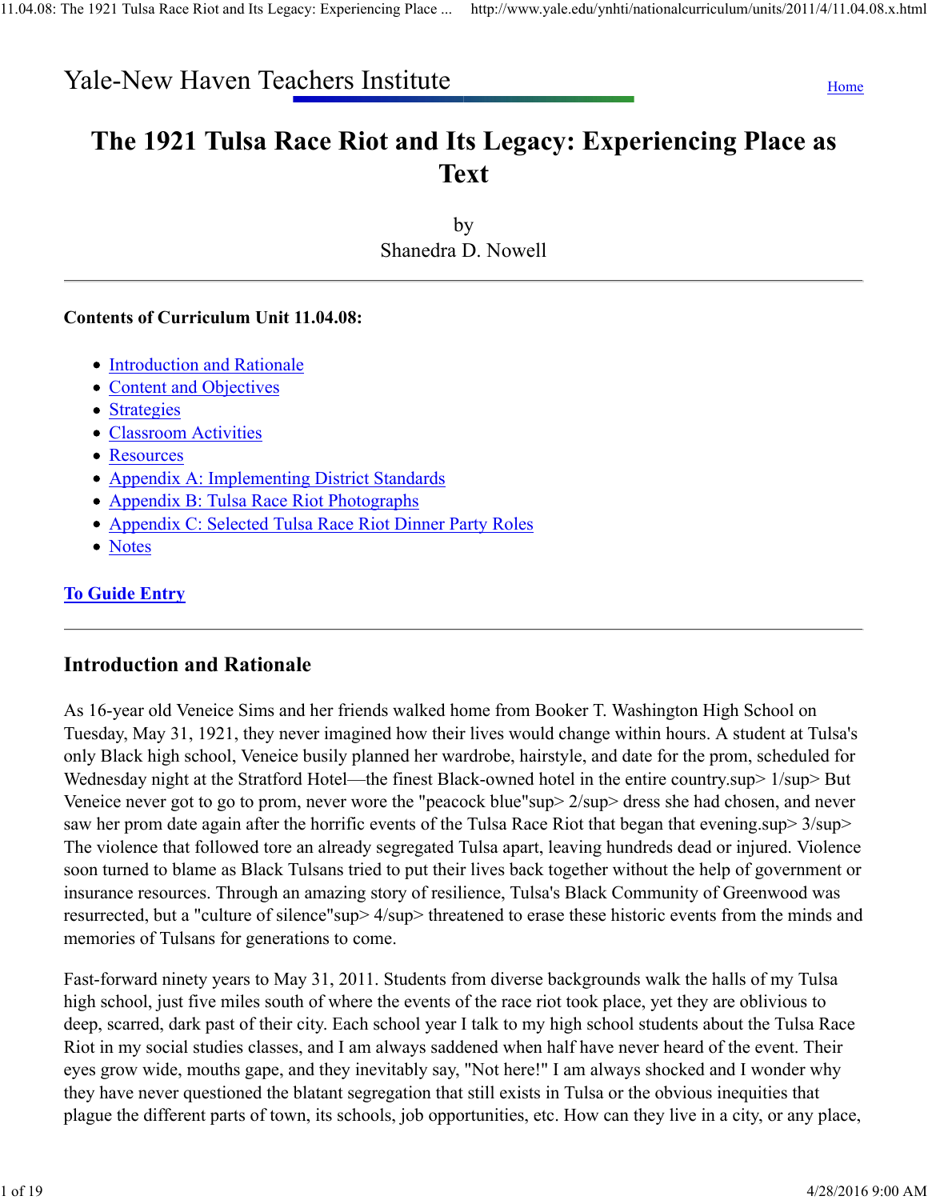Yale-New Haven Teachers Institute

Home

# The 1921 Tulsa Race Riot and Its Legacy: Experiencing Place as Text

by
Shanedra D. Nowell

---

**Contents of Curriculum Unit 11.04.08:**

- Introduction and Rationale
- Content and Objectives
- Strategies
- Classroom Activities
- Resources
- Appendix A: Implementing District Standards
- Appendix B: Tulsa Race Riot Photographs
- Appendix C: Selected Tulsa Race Riot Dinner Party Roles
- Notes

**To Guide Entry**

---

## Introduction and Rationale

As 16-year old Veneice Sims and her friends walked home from Booker T. Washington High School on Tuesday, May 31, 1921, they never imagined how their lives would change within hours. A student at Tulsa's only Black high school, Veneice busily planned her wardrobe, hairstyle, and date for the prom, scheduled for Wednesday night at the Stratford Hotel—the finest Black-owned hotel in the entire country.[1] But Veneice never got to go to prom, never wore the "peacock blue"[2] dress she had chosen, and never saw her prom date again after the horrific events of the Tulsa Race Riot that began that evening.[3] The violence that followed tore an already segregated Tulsa apart, leaving hundreds dead or injured. Violence soon turned to blame as Black Tulsans tried to put their lives back together without the help of government or insurance resources. Through an amazing story of resilience, Tulsa's Black Community of Greenwood was resurrected, but a "culture of silence"[4] threatened to erase these historic events from the minds and memories of Tulsans for generations to come.

Fast-forward ninety years to May 31, 2011. Students from diverse backgrounds walk the halls of my Tulsa high school, just five miles south of where the events of the race riot took place, yet they are oblivious to deep, scarred, dark past of their city. Each school year I talk to my high school students about the Tulsa Race Riot in my social studies classes, and I am always saddened when half have never heard of the event. Their eyes grow wide, mouths gape, and they inevitably say, "Not here!" I am always shocked and I wonder why they have never questioned the blatant segregation that still exists in Tulsa or the obvious inequities that plague the different parts of town, its schools, job opportunities, etc. How can they live in a city, or any place,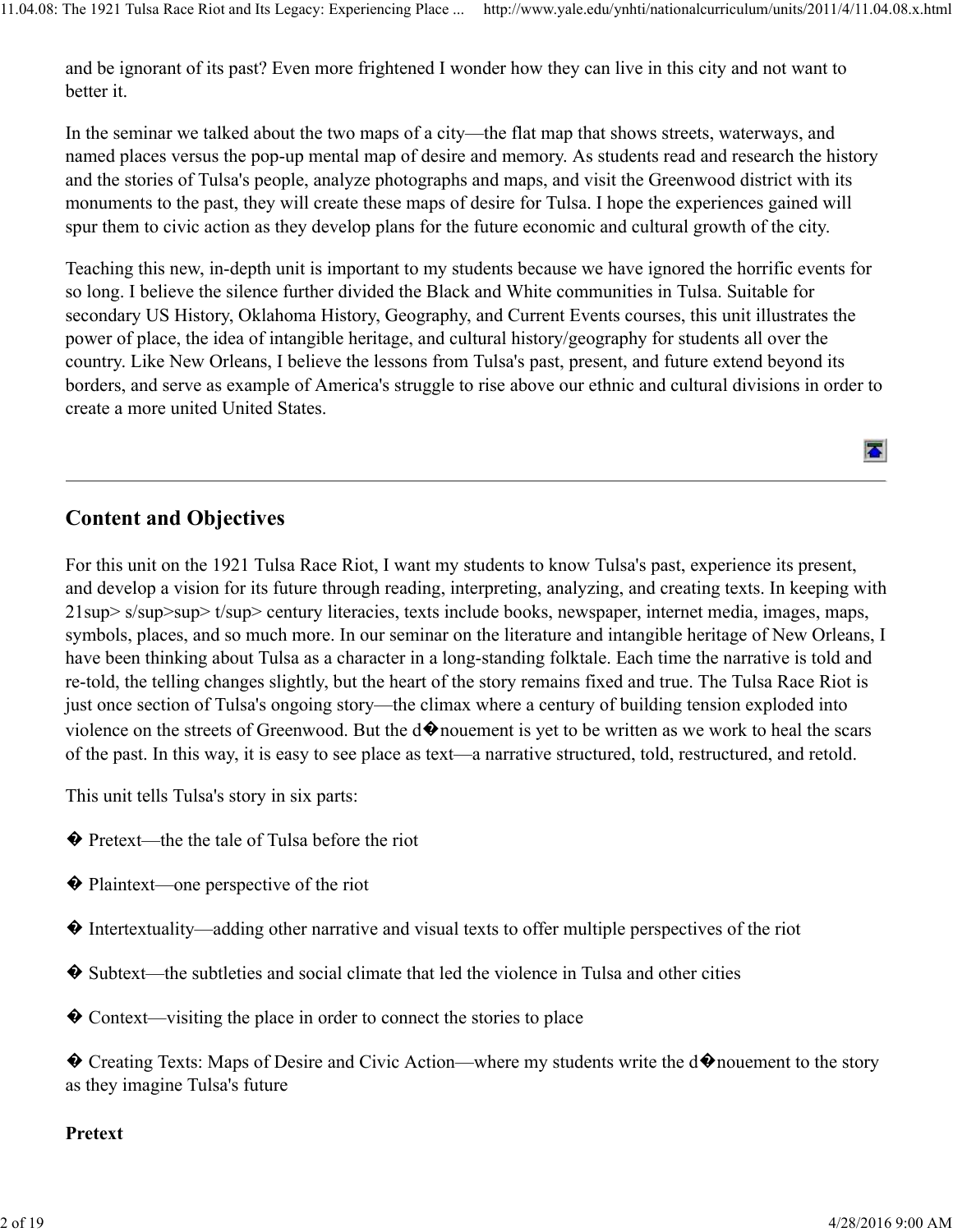and be ignorant of its past? Even more frightened I wonder how they can live in this city and not want to better it.

In the seminar we talked about the two maps of a city—the flat map that shows streets, waterways, and named places versus the pop-up mental map of desire and memory. As students read and research the history and the stories of Tulsa's people, analyze photographs and maps, and visit the Greenwood district with its monuments to the past, they will create these maps of desire for Tulsa. I hope the experiences gained will spur them to civic action as they develop plans for the future economic and cultural growth of the city.

Teaching this new, in-depth unit is important to my students because we have ignored the horrific events for so long. I believe the silence further divided the Black and White communities in Tulsa. Suitable for secondary US History, Oklahoma History, Geography, and Current Events courses, this unit illustrates the power of place, the idea of intangible heritage, and cultural history/geography for students all over the country. Like New Orleans, I believe the lessons from Tulsa's past, present, and future extend beyond its borders, and serve as example of America's struggle to rise above our ethnic and cultural divisions in order to create a more united United States.

## Content and Objectives

For this unit on the 1921 Tulsa Race Riot, I want my students to know Tulsa's past, experience its present, and develop a vision for its future through reading, interpreting, analyzing, and creating texts. In keeping with 21sup> s/sup>sup> t/sup> century literacies, texts include books, newspaper, internet media, images, maps, symbols, places, and so much more. In our seminar on the literature and intangible heritage of New Orleans, I have been thinking about Tulsa as a character in a long-standing folktale. Each time the narrative is told and re-told, the telling changes slightly, but the heart of the story remains fixed and true. The Tulsa Race Riot is just once section of Tulsa's ongoing story—the climax where a century of building tension exploded into violence on the streets of Greenwood. But the d�nouement is yet to be written as we work to heal the scars of the past. In this way, it is easy to see place as text—a narrative structured, told, restructured, and retold.

This unit tells Tulsa's story in six parts:

- Pretext—the the tale of Tulsa before the riot
- Plaintext—one perspective of the riot
- Intertextuality—adding other narrative and visual texts to offer multiple perspectives of the riot
- Subtext—the subtleties and social climate that led the violence in Tulsa and other cities
- Context—visiting the place in order to connect the stories to place
- Creating Texts: Maps of Desire and Civic Action—where my students write the d�nouement to the story as they imagine Tulsa's future

**Pretext**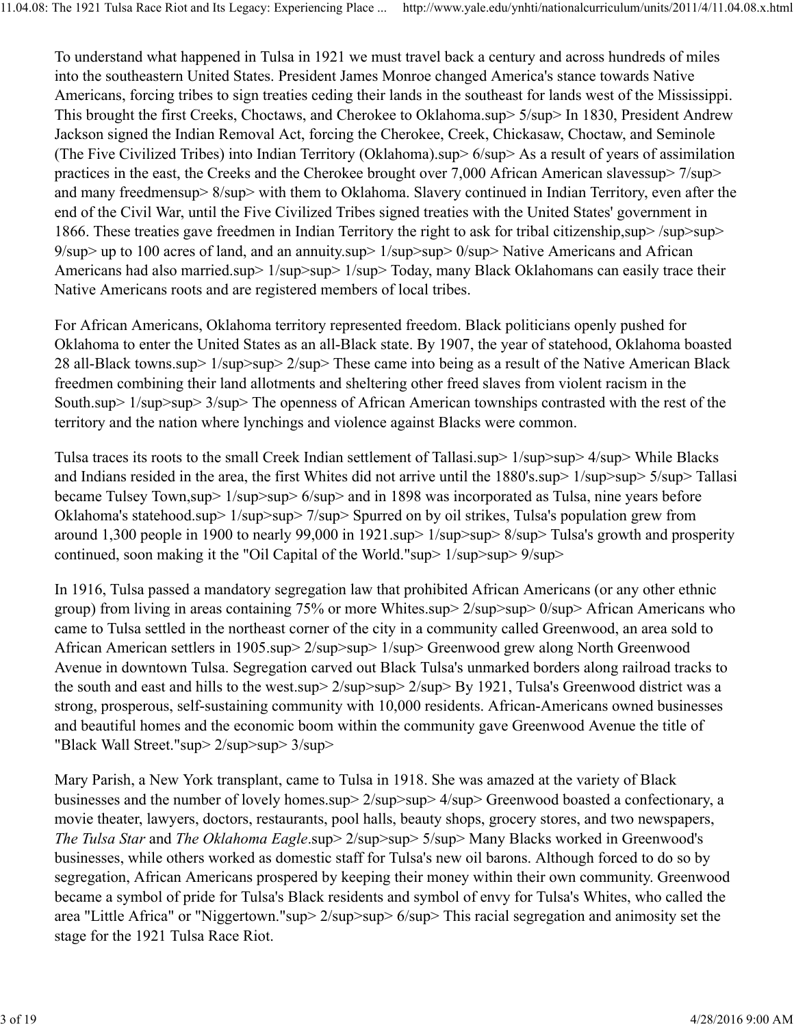To understand what happened in Tulsa in 1921 we must travel back a century and across hundreds of miles into the southeastern United States. President James Monroe changed America's stance towards Native Americans, forcing tribes to sign treaties ceding their lands in the southeast for lands west of the Mississippi. This brought the first Creeks, Choctaws, and Cherokee to Oklahoma.[5] In 1830, President Andrew Jackson signed the Indian Removal Act, forcing the Cherokee, Creek, Chickasaw, Choctaw, and Seminole (The Five Civilized Tribes) into Indian Territory (Oklahoma).[6] As a result of years of assimilation practices in the east, the Creeks and the Cherokee brought over 7,000 African American slaves[7] and many freedmen[8] with them to Oklahoma. Slavery continued in Indian Territory, even after the end of the Civil War, until the Five Civilized Tribes signed treaties with the United States' government in 1866. These treaties gave freedmen in Indian Territory the right to ask for tribal citizenship,[9] up to 100 acres of land, and an annuity.[10] Native Americans and African Americans had also married.[11] Today, many Black Oklahomans can easily trace their Native Americans roots and are registered members of local tribes.

For African Americans, Oklahoma territory represented freedom. Black politicians openly pushed for Oklahoma to enter the United States as an all-Black state. By 1907, the year of statehood, Oklahoma boasted 28 all-Black towns.[12] These came into being as a result of the Native American Black freedmen combining their land allotments and sheltering other freed slaves from violent racism in the South.[13] The openness of African American townships contrasted with the rest of the territory and the nation where lynchings and violence against Blacks were common.

Tulsa traces its roots to the small Creek Indian settlement of Tallasi.[14] While Blacks and Indians resided in the area, the first Whites did not arrive until the 1880's.[15] Tallasi became Tulsey Town,[16] and in 1898 was incorporated as Tulsa, nine years before Oklahoma's statehood.[17] Spurred on by oil strikes, Tulsa's population grew from around 1,300 people in 1900 to nearly 99,000 in 1921.[18] Tulsa's growth and prosperity continued, soon making it the "Oil Capital of the World."[19]

In 1916, Tulsa passed a mandatory segregation law that prohibited African Americans (or any other ethnic group) from living in areas containing 75% or more Whites.[20] African Americans who came to Tulsa settled in the northeast corner of the city in a community called Greenwood, an area sold to African American settlers in 1905.[21] Greenwood grew along North Greenwood Avenue in downtown Tulsa. Segregation carved out Black Tulsa's unmarked borders along railroad tracks to the south and east and hills to the west.[22] By 1921, Tulsa's Greenwood district was a strong, prosperous, self-sustaining community with 10,000 residents. African-Americans owned businesses and beautiful homes and the economic boom within the community gave Greenwood Avenue the title of "Black Wall Street."[23]

Mary Parish, a New York transplant, came to Tulsa in 1918. She was amazed at the variety of Black businesses and the number of lovely homes.[24] Greenwood boasted a confectionary, a movie theater, lawyers, doctors, restaurants, pool halls, beauty shops, grocery stores, and two newspapers, *The Tulsa Star* and *The Oklahoma Eagle*.[25] Many Blacks worked in Greenwood's businesses, while others worked as domestic staff for Tulsa's new oil barons. Although forced to do so by segregation, African Americans prospered by keeping their money within their own community. Greenwood became a symbol of pride for Tulsa's Black residents and symbol of envy for Tulsa's Whites, who called the area "Little Africa" or "Niggertown."[26] This racial segregation and animosity set the stage for the 1921 Tulsa Race Riot.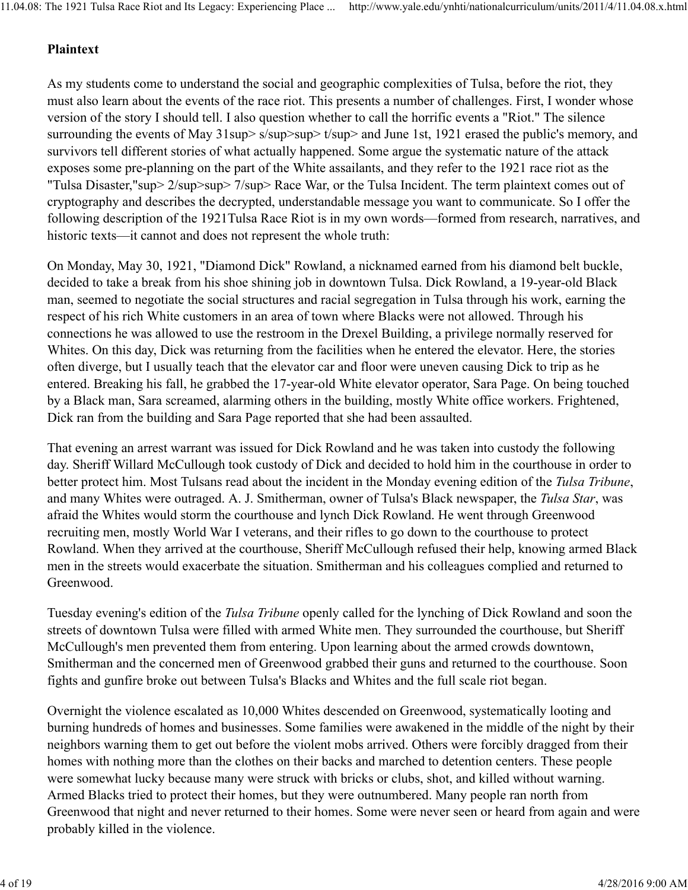**Plaintext**

As my students come to understand the social and geographic complexities of Tulsa, before the riot, they must also learn about the events of the race riot. This presents a number of challenges. First, I wonder whose version of the story I should tell. I also question whether to call the horrific events a "Riot." The silence surrounding the events of May 31sup> s/sup>sup> t/sup> and June 1st, 1921 erased the public's memory, and survivors tell different stories of what actually happened. Some argue the systematic nature of the attack exposes some pre-planning on the part of the White assailants, and they refer to the 1921 race riot as the "Tulsa Disaster,"sup> 2/sup>sup> 7/sup> Race War, or the Tulsa Incident. The term plaintext comes out of cryptography and describes the decrypted, understandable message you want to communicate. So I offer the following description of the 1921Tulsa Race Riot is in my own words—formed from research, narratives, and historic texts—it cannot and does not represent the whole truth:

On Monday, May 30, 1921, "Diamond Dick" Rowland, a nicknamed earned from his diamond belt buckle, decided to take a break from his shoe shining job in downtown Tulsa. Dick Rowland, a 19-year-old Black man, seemed to negotiate the social structures and racial segregation in Tulsa through his work, earning the respect of his rich White customers in an area of town where Blacks were not allowed. Through his connections he was allowed to use the restroom in the Drexel Building, a privilege normally reserved for Whites. On this day, Dick was returning from the facilities when he entered the elevator. Here, the stories often diverge, but I usually teach that the elevator car and floor were uneven causing Dick to trip as he entered. Breaking his fall, he grabbed the 17-year-old White elevator operator, Sara Page. On being touched by a Black man, Sara screamed, alarming others in the building, mostly White office workers. Frightened, Dick ran from the building and Sara Page reported that she had been assaulted.

That evening an arrest warrant was issued for Dick Rowland and he was taken into custody the following day. Sheriff Willard McCullough took custody of Dick and decided to hold him in the courthouse in order to better protect him. Most Tulsans read about the incident in the Monday evening edition of the *Tulsa Tribune*, and many Whites were outraged. A. J. Smitherman, owner of Tulsa's Black newspaper, the *Tulsa Star*, was afraid the Whites would storm the courthouse and lynch Dick Rowland. He went through Greenwood recruiting men, mostly World War I veterans, and their rifles to go down to the courthouse to protect Rowland. When they arrived at the courthouse, Sheriff McCullough refused their help, knowing armed Black men in the streets would exacerbate the situation. Smitherman and his colleagues complied and returned to Greenwood.

Tuesday evening's edition of the *Tulsa Tribune* openly called for the lynching of Dick Rowland and soon the streets of downtown Tulsa were filled with armed White men. They surrounded the courthouse, but Sheriff McCullough's men prevented them from entering. Upon learning about the armed crowds downtown, Smitherman and the concerned men of Greenwood grabbed their guns and returned to the courthouse. Soon fights and gunfire broke out between Tulsa's Blacks and Whites and the full scale riot began.

Overnight the violence escalated as 10,000 Whites descended on Greenwood, systematically looting and burning hundreds of homes and businesses. Some families were awakened in the middle of the night by their neighbors warning them to get out before the violent mobs arrived. Others were forcibly dragged from their homes with nothing more than the clothes on their backs and marched to detention centers. These people were somewhat lucky because many were struck with bricks or clubs, shot, and killed without warning. Armed Blacks tried to protect their homes, but they were outnumbered. Many people ran north from Greenwood that night and never returned to their homes. Some were never seen or heard from again and were probably killed in the violence.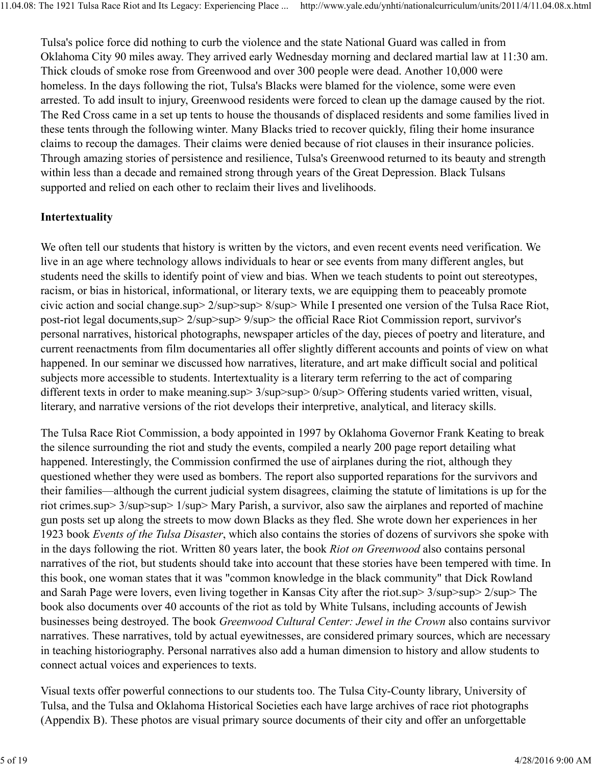Tulsa's police force did nothing to curb the violence and the state National Guard was called in from Oklahoma City 90 miles away. They arrived early Wednesday morning and declared martial law at 11:30 am. Thick clouds of smoke rose from Greenwood and over 300 people were dead. Another 10,000 were homeless. In the days following the riot, Tulsa's Blacks were blamed for the violence, some were even arrested. To add insult to injury, Greenwood residents were forced to clean up the damage caused by the riot. The Red Cross came in a set up tents to house the thousands of displaced residents and some families lived in these tents through the following winter. Many Blacks tried to recover quickly, filing their home insurance claims to recoup the damages. Their claims were denied because of riot clauses in their insurance policies. Through amazing stories of persistence and resilience, Tulsa's Greenwood returned to its beauty and strength within less than a decade and remained strong through years of the Great Depression. Black Tulsans supported and relied on each other to reclaim their lives and livelihoods.

**Intertextuality**

We often tell our students that history is written by the victors, and even recent events need verification. We live in an age where technology allows individuals to hear or see events from many different angles, but students need the skills to identify point of view and bias. When we teach students to point out stereotypes, racism, or bias in historical, informational, or literary texts, we are equipping them to peaceably promote civic action and social change.[28] While I presented one version of the Tulsa Race Riot, post-riot legal documents,[29] the official Race Riot Commission report, survivor's personal narratives, historical photographs, newspaper articles of the day, pieces of poetry and literature, and current reenactments from film documentaries all offer slightly different accounts and points of view on what happened. In our seminar we discussed how narratives, literature, and art make difficult social and political subjects more accessible to students. Intertextuality is a literary term referring to the act of comparing different texts in order to make meaning.[30] Offering students varied written, visual, literary, and narrative versions of the riot develops their interpretive, analytical, and literacy skills.

The Tulsa Race Riot Commission, a body appointed in 1997 by Oklahoma Governor Frank Keating to break the silence surrounding the riot and study the events, compiled a nearly 200 page report detailing what happened. Interestingly, the Commission confirmed the use of airplanes during the riot, although they questioned whether they were used as bombers. The report also supported reparations for the survivors and their families—although the current judicial system disagrees, claiming the statute of limitations is up for the riot crimes.[31] Mary Parish, a survivor, also saw the airplanes and reported of machine gun posts set up along the streets to mow down Blacks as they fled. She wrote down her experiences in her 1923 book *Events of the Tulsa Disaster*, which also contains the stories of dozens of survivors she spoke with in the days following the riot. Written 80 years later, the book *Riot on Greenwood* also contains personal narratives of the riot, but students should take into account that these stories have been tempered with time. In this book, one woman states that it was "common knowledge in the black community" that Dick Rowland and Sarah Page were lovers, even living together in Kansas City after the riot.[32] The book also documents over 40 accounts of the riot as told by White Tulsans, including accounts of Jewish businesses being destroyed. The book *Greenwood Cultural Center: Jewel in the Crown* also contains survivor narratives. These narratives, told by actual eyewitnesses, are considered primary sources, which are necessary in teaching historiography. Personal narratives also add a human dimension to history and allow students to connect actual voices and experiences to texts.

Visual texts offer powerful connections to our students too. The Tulsa City-County library, University of Tulsa, and the Tulsa and Oklahoma Historical Societies each have large archives of race riot photographs (Appendix B). These photos are visual primary source documents of their city and offer an unforgettable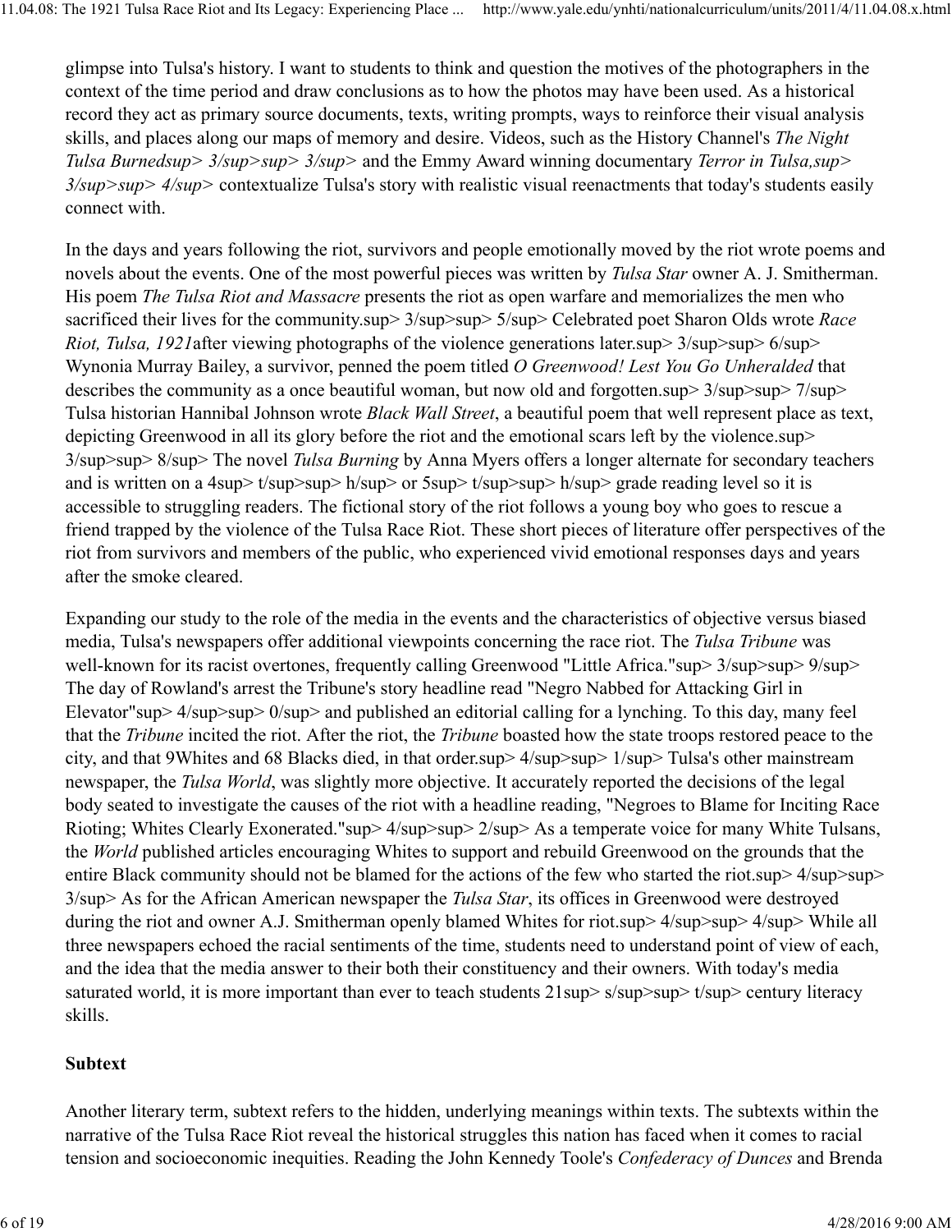glimpse into Tulsa's history. I want to students to think and question the motives of the photographers in the context of the time period and draw conclusions as to how the photos may have been used. As a historical record they act as primary source documents, texts, writing prompts, ways to reinforce their visual analysis skills, and places along our maps of memory and desire. Videos, such as the History Channel's *The Night Tulsa Burned*[33] and the Emmy Award winning documentary *Terror in Tulsa,*[34] contextualize Tulsa's story with realistic visual reenactments that today's students easily connect with.

In the days and years following the riot, survivors and people emotionally moved by the riot wrote poems and novels about the events. One of the most powerful pieces was written by *Tulsa Star* owner A. J. Smitherman. His poem *The Tulsa Riot and Massacre* presents the riot as open warfare and memorializes the men who sacrificed their lives for the community.[35] Celebrated poet Sharon Olds wrote *Race Riot, Tulsa, 1921* after viewing photographs of the violence generations later.[36] Wynonia Murray Bailey, a survivor, penned the poem titled *O Greenwood! Lest You Go Unheralded* that describes the community as a once beautiful woman, but now old and forgotten.[37] Tulsa historian Hannibal Johnson wrote *Black Wall Street*, a beautiful poem that well represent place as text, depicting Greenwood in all its glory before the riot and the emotional scars left by the violence.[38] The novel *Tulsa Burning* by Anna Myers offers a longer alternate for secondary teachers and is written on a 4th or 5th grade reading level so it is accessible to struggling readers. The fictional story of the riot follows a young boy who goes to rescue a friend trapped by the violence of the Tulsa Race Riot. These short pieces of literature offer perspectives of the riot from survivors and members of the public, who experienced vivid emotional responses days and years after the smoke cleared.

Expanding our study to the role of the media in the events and the characteristics of objective versus biased media, Tulsa's newspapers offer additional viewpoints concerning the race riot. The *Tulsa Tribune* was well-known for its racist overtones, frequently calling Greenwood "Little Africa."[39] The day of Rowland's arrest the Tribune's story headline read "Negro Nabbed for Attacking Girl in Elevator"[40] and published an editorial calling for a lynching. To this day, many feel that the *Tribune* incited the riot. After the riot, the *Tribune* boasted how the state troops restored peace to the city, and that 9Whites and 68 Blacks died, in that order.[41] Tulsa's other mainstream newspaper, the *Tulsa World*, was slightly more objective. It accurately reported the decisions of the legal body seated to investigate the causes of the riot with a headline reading, "Negroes to Blame for Inciting Race Rioting; Whites Clearly Exonerated."[42] As a temperate voice for many White Tulsans, the *World* published articles encouraging Whites to support and rebuild Greenwood on the grounds that the entire Black community should not be blamed for the actions of the few who started the riot.[43] As for the African American newspaper the *Tulsa Star*, its offices in Greenwood were destroyed during the riot and owner A.J. Smitherman openly blamed Whites for riot.[44] While all three newspapers echoed the racial sentiments of the time, students need to understand point of view of each, and the idea that the media answer to their both their constituency and their owners. With today's media saturated world, it is more important than ever to teach students 21st century literacy skills.

**Subtext**

Another literary term, subtext refers to the hidden, underlying meanings within texts. The subtexts within the narrative of the Tulsa Race Riot reveal the historical struggles this nation has faced when it comes to racial tension and socioeconomic inequities. Reading the John Kennedy Toole's *Confederacy of Dunces* and Brenda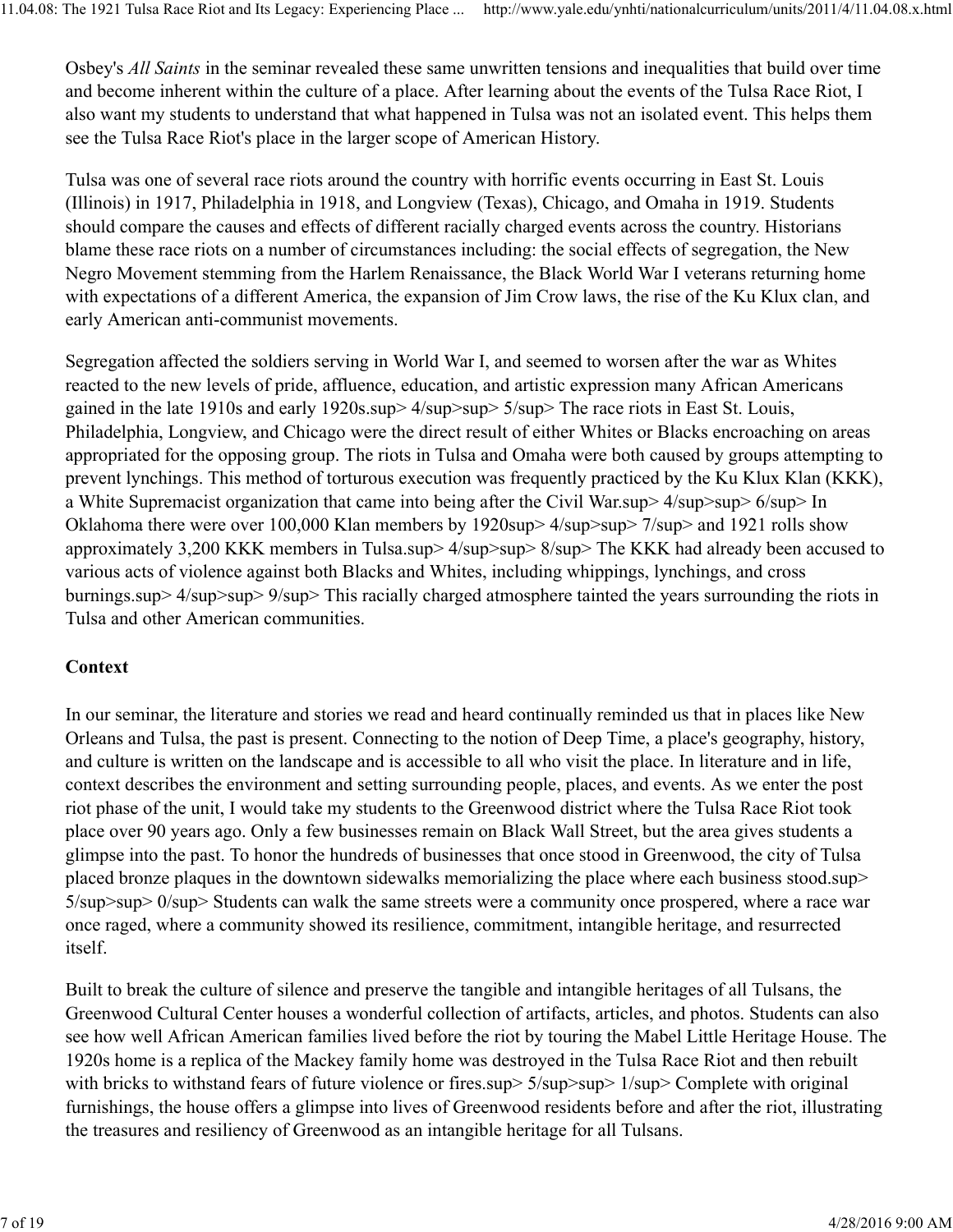Osbey's *All Saints* in the seminar revealed these same unwritten tensions and inequalities that build over time and become inherent within the culture of a place. After learning about the events of the Tulsa Race Riot, I also want my students to understand that what happened in Tulsa was not an isolated event. This helps them see the Tulsa Race Riot's place in the larger scope of American History.

Tulsa was one of several race riots around the country with horrific events occurring in East St. Louis (Illinois) in 1917, Philadelphia in 1918, and Longview (Texas), Chicago, and Omaha in 1919. Students should compare the causes and effects of different racially charged events across the country. Historians blame these race riots on a number of circumstances including: the social effects of segregation, the New Negro Movement stemming from the Harlem Renaissance, the Black World War I veterans returning home with expectations of a different America, the expansion of Jim Crow laws, the rise of the Ku Klux clan, and early American anti-communist movements.

Segregation affected the soldiers serving in World War I, and seemed to worsen after the war as Whites reacted to the new levels of pride, affluence, education, and artistic expression many African Americans gained in the late 1910s and early 1920s.[45] The race riots in East St. Louis, Philadelphia, Longview, and Chicago were the direct result of either Whites or Blacks encroaching on areas appropriated for the opposing group. The riots in Tulsa and Omaha were both caused by groups attempting to prevent lynchings. This method of torturous execution was frequently practiced by the Ku Klux Klan (KKK), a White Supremacist organization that came into being after the Civil War.[46] In Oklahoma there were over 100,000 Klan members by 1920[47] and 1921 rolls show approximately 3,200 KKK members in Tulsa.[48] The KKK had already been accused to various acts of violence against both Blacks and Whites, including whippings, lynchings, and cross burnings.[49] This racially charged atmosphere tainted the years surrounding the riots in Tulsa and other American communities.

**Context**

In our seminar, the literature and stories we read and heard continually reminded us that in places like New Orleans and Tulsa, the past is present. Connecting to the notion of Deep Time, a place's geography, history, and culture is written on the landscape and is accessible to all who visit the place. In literature and in life, context describes the environment and setting surrounding people, places, and events. As we enter the post riot phase of the unit, I would take my students to the Greenwood district where the Tulsa Race Riot took place over 90 years ago. Only a few businesses remain on Black Wall Street, but the area gives students a glimpse into the past. To honor the hundreds of businesses that once stood in Greenwood, the city of Tulsa placed bronze plaques in the downtown sidewalks memorializing the place where each business stood.[50] Students can walk the same streets were a community once prospered, where a race war once raged, where a community showed its resilience, commitment, intangible heritage, and resurrected itself.

Built to break the culture of silence and preserve the tangible and intangible heritages of all Tulsans, the Greenwood Cultural Center houses a wonderful collection of artifacts, articles, and photos. Students can also see how well African American families lived before the riot by touring the Mabel Little Heritage House. The 1920s home is a replica of the Mackey family home was destroyed in the Tulsa Race Riot and then rebuilt with bricks to withstand fears of future violence or fires.[51] Complete with original furnishings, the house offers a glimpse into lives of Greenwood residents before and after the riot, illustrating the treasures and resiliency of Greenwood as an intangible heritage for all Tulsans.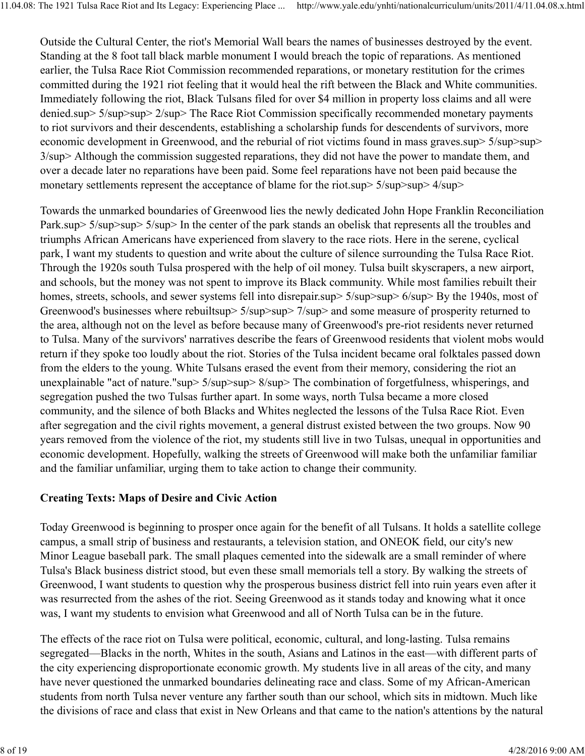Outside the Cultural Center, the riot's Memorial Wall bears the names of businesses destroyed by the event. Standing at the 8 foot tall black marble monument I would breach the topic of reparations. As mentioned earlier, the Tulsa Race Riot Commission recommended reparations, or monetary restitution for the crimes committed during the 1921 riot feeling that it would heal the rift between the Black and White communities. Immediately following the riot, Black Tulsans filed for over $4 million in property loss claims and all were denied.sup> 5/sup>sup> 2/sup> The Race Riot Commission specifically recommended monetary payments to riot survivors and their descendents, establishing a scholarship funds for descendents of survivors, more economic development in Greenwood, and the reburial of riot victims found in mass graves.sup> 5/sup>sup> 3/sup> Although the commission suggested reparations, they did not have the power to mandate them, and over a decade later no reparations have been paid. Some feel reparations have not been paid because the monetary settlements represent the acceptance of blame for the riot.sup> 5/sup>sup> 4/sup>

Towards the unmarked boundaries of Greenwood lies the newly dedicated John Hope Franklin Reconciliation Park.sup> 5/sup>sup> 5/sup> In the center of the park stands an obelisk that represents all the troubles and triumphs African Americans have experienced from slavery to the race riots. Here in the serene, cyclical park, I want my students to question and write about the culture of silence surrounding the Tulsa Race Riot. Through the 1920s south Tulsa prospered with the help of oil money. Tulsa built skyscrapers, a new airport, and schools, but the money was not spent to improve its Black community. While most families rebuilt their homes, streets, schools, and sewer systems fell into disrepair.sup> 5/sup>sup> 6/sup> By the 1940s, most of Greenwood's businesses where rebuiltsup> 5/sup>sup> 7/sup> and some measure of prosperity returned to the area, although not on the level as before because many of Greenwood's pre-riot residents never returned to Tulsa. Many of the survivors' narratives describe the fears of Greenwood residents that violent mobs would return if they spoke too loudly about the riot. Stories of the Tulsa incident became oral folktales passed down from the elders to the young. White Tulsans erased the event from their memory, considering the riot an unexplainable "act of nature."sup> 5/sup>sup> 8/sup> The combination of forgetfulness, whisperings, and segregation pushed the two Tulsas further apart. In some ways, north Tulsa became a more closed community, and the silence of both Blacks and Whites neglected the lessons of the Tulsa Race Riot. Even after segregation and the civil rights movement, a general distrust existed between the two groups. Now 90 years removed from the violence of the riot, my students still live in two Tulsas, unequal in opportunities and economic development. Hopefully, walking the streets of Greenwood will make both the unfamiliar familiar and the familiar unfamiliar, urging them to take action to change their community.

### Creating Texts: Maps of Desire and Civic Action

Today Greenwood is beginning to prosper once again for the benefit of all Tulsans. It holds a satellite college campus, a small strip of business and restaurants, a television station, and ONEOK field, our city's new Minor League baseball park. The small plaques cemented into the sidewalk are a small reminder of where Tulsa's Black business district stood, but even these small memorials tell a story. By walking the streets of Greenwood, I want students to question why the prosperous business district fell into ruin years even after it was resurrected from the ashes of the riot. Seeing Greenwood as it stands today and knowing what it once was, I want my students to envision what Greenwood and all of North Tulsa can be in the future.

The effects of the race riot on Tulsa were political, economic, cultural, and long-lasting. Tulsa remains segregated—Blacks in the north, Whites in the south, Asians and Latinos in the east—with different parts of the city experiencing disproportionate economic growth. My students live in all areas of the city, and many have never questioned the unmarked boundaries delineating race and class. Some of my African-American students from north Tulsa never venture any farther south than our school, which sits in midtown. Much like the divisions of race and class that exist in New Orleans and that came to the nation's attentions by the natural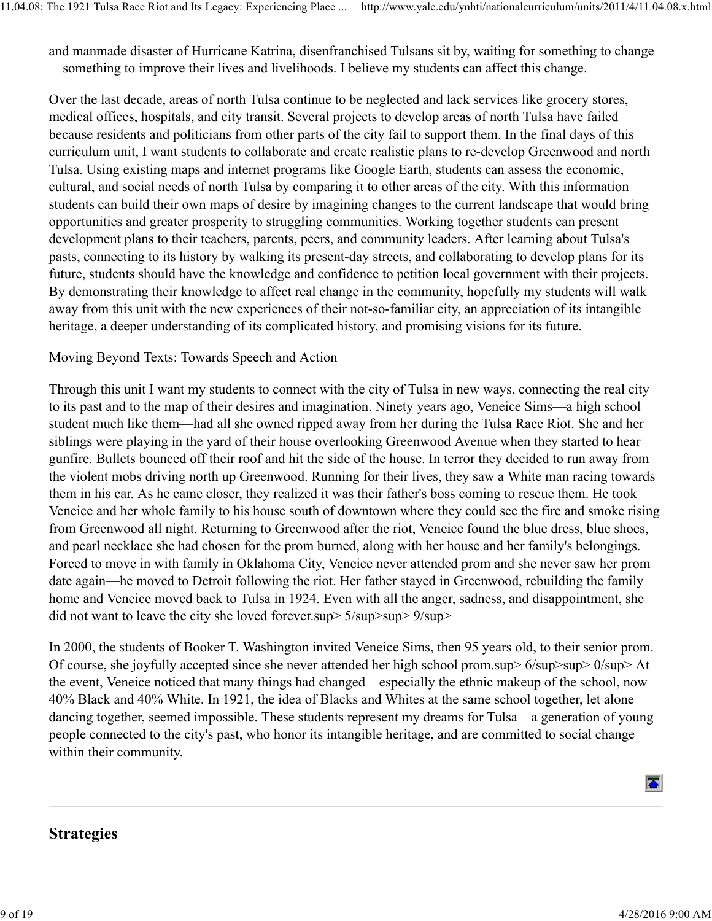and manmade disaster of Hurricane Katrina, disenfranchised Tulsans sit by, waiting for something to change—something to improve their lives and livelihoods. I believe my students can affect this change.

Over the last decade, areas of north Tulsa continue to be neglected and lack services like grocery stores, medical offices, hospitals, and city transit. Several projects to develop areas of north Tulsa have failed because residents and politicians from other parts of the city fail to support them. In the final days of this curriculum unit, I want students to collaborate and create realistic plans to re-develop Greenwood and north Tulsa. Using existing maps and internet programs like Google Earth, students can assess the economic, cultural, and social needs of north Tulsa by comparing it to other areas of the city. With this information students can build their own maps of desire by imagining changes to the current landscape that would bring opportunities and greater prosperity to struggling communities. Working together students can present development plans to their teachers, parents, peers, and community leaders. After learning about Tulsa's pasts, connecting to its history by walking its present-day streets, and collaborating to develop plans for its future, students should have the knowledge and confidence to petition local government with their projects. By demonstrating their knowledge to affect real change in the community, hopefully my students will walk away from this unit with the new experiences of their not-so-familiar city, an appreciation of its intangible heritage, a deeper understanding of its complicated history, and promising visions for its future.

Moving Beyond Texts: Towards Speech and Action

Through this unit I want my students to connect with the city of Tulsa in new ways, connecting the real city to its past and to the map of their desires and imagination. Ninety years ago, Veneice Sims—a high school student much like them—had all she owned ripped away from her during the Tulsa Race Riot. She and her siblings were playing in the yard of their house overlooking Greenwood Avenue when they started to hear gunfire. Bullets bounced off their roof and hit the side of the house. In terror they decided to run away from the violent mobs driving north up Greenwood. Running for their lives, they saw a White man racing towards them in his car. As he came closer, they realized it was their father's boss coming to rescue them. He took Veneice and her whole family to his house south of downtown where they could see the fire and smoke rising from Greenwood all night. Returning to Greenwood after the riot, Veneice found the blue dress, blue shoes, and pearl necklace she had chosen for the prom burned, along with her house and her family's belongings. Forced to move in with family in Oklahoma City, Veneice never attended prom and she never saw her prom date again—he moved to Detroit following the riot. Her father stayed in Greenwood, rebuilding the family home and Veneice moved back to Tulsa in 1924. Even with all the anger, sadness, and disappointment, she did not want to leave the city she loved forever.sup> 5/sup>sup> 9/sup>

In 2000, the students of Booker T. Washington invited Veneice Sims, then 95 years old, to their senior prom. Of course, she joyfully accepted since she never attended her high school prom.sup> 6/sup>sup> 0/sup> At the event, Veneice noticed that many things had changed—especially the ethnic makeup of the school, now 40% Black and 40% White. In 1921, the idea of Blacks and Whites at the same school together, let alone dancing together, seemed impossible. These students represent my dreams for Tulsa—a generation of young people connected to the city's past, who honor its intangible heritage, and are committed to social change within their community.

## Strategies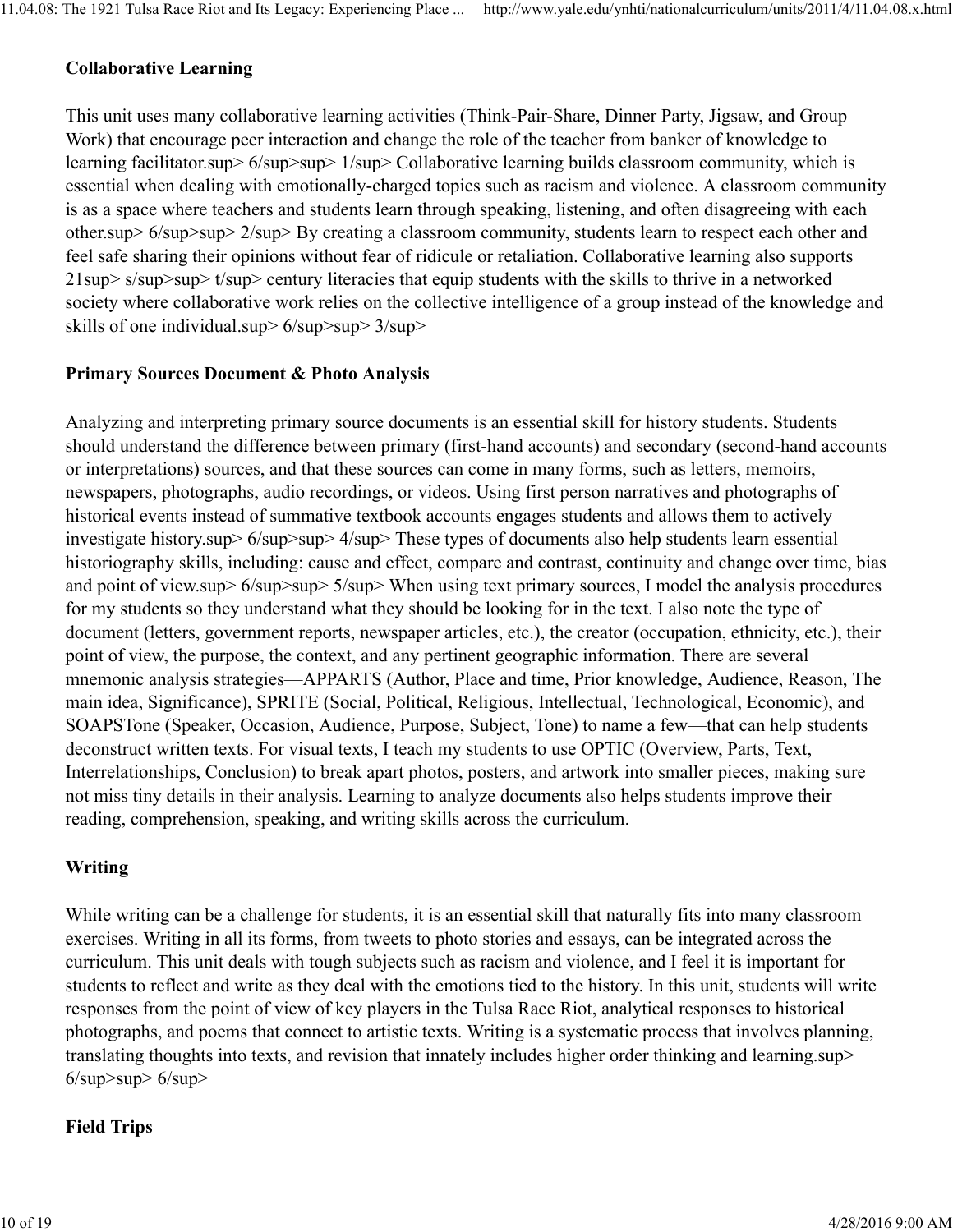**Collaborative Learning**

This unit uses many collaborative learning activities (Think-Pair-Share, Dinner Party, Jigsaw, and Group Work) that encourage peer interaction and change the role of the teacher from banker of knowledge to learning facilitator.[1] Collaborative learning builds classroom community, which is essential when dealing with emotionally-charged topics such as racism and violence. A classroom community is as a space where teachers and students learn through speaking, listening, and often disagreeing with each other.[2] By creating a classroom community, students learn to respect each other and feel safe sharing their opinions without fear of ridicule or retaliation. Collaborative learning also supports 21st century literacies that equip students with the skills to thrive in a networked society where collaborative work relies on the collective intelligence of a group instead of the knowledge and skills of one individual.[3]

**Primary Sources Document & Photo Analysis**

Analyzing and interpreting primary source documents is an essential skill for history students. Students should understand the difference between primary (first-hand accounts) and secondary (second-hand accounts or interpretations) sources, and that these sources can come in many forms, such as letters, memoirs, newspapers, photographs, audio recordings, or videos. Using first person narratives and photographs of historical events instead of summative textbook accounts engages students and allows them to actively investigate history.[4] These types of documents also help students learn essential historiography skills, including: cause and effect, compare and contrast, continuity and change over time, bias and point of view.[5] When using text primary sources, I model the analysis procedures for my students so they understand what they should be looking for in the text. I also note the type of document (letters, government reports, newspaper articles, etc.), the creator (occupation, ethnicity, etc.), their point of view, the purpose, the context, and any pertinent geographic information. There are several mnemonic analysis strategies—APPARTS (Author, Place and time, Prior knowledge, Audience, Reason, The main idea, Significance), SPRITE (Social, Political, Religious, Intellectual, Technological, Economic), and SOAPSTone (Speaker, Occasion, Audience, Purpose, Subject, Tone) to name a few—that can help students deconstruct written texts. For visual texts, I teach my students to use OPTIC (Overview, Parts, Text, Interrelationships, Conclusion) to break apart photos, posters, and artwork into smaller pieces, making sure not miss tiny details in their analysis. Learning to analyze documents also helps students improve their reading, comprehension, speaking, and writing skills across the curriculum.

**Writing**

While writing can be a challenge for students, it is an essential skill that naturally fits into many classroom exercises. Writing in all its forms, from tweets to photo stories and essays, can be integrated across the curriculum. This unit deals with tough subjects such as racism and violence, and I feel it is important for students to reflect and write as they deal with the emotions tied to the history. In this unit, students will write responses from the point of view of key players in the Tulsa Race Riot, analytical responses to historical photographs, and poems that connect to artistic texts. Writing is a systematic process that involves planning, translating thoughts into texts, and revision that innately includes higher order thinking and learning.[6]

**Field Trips**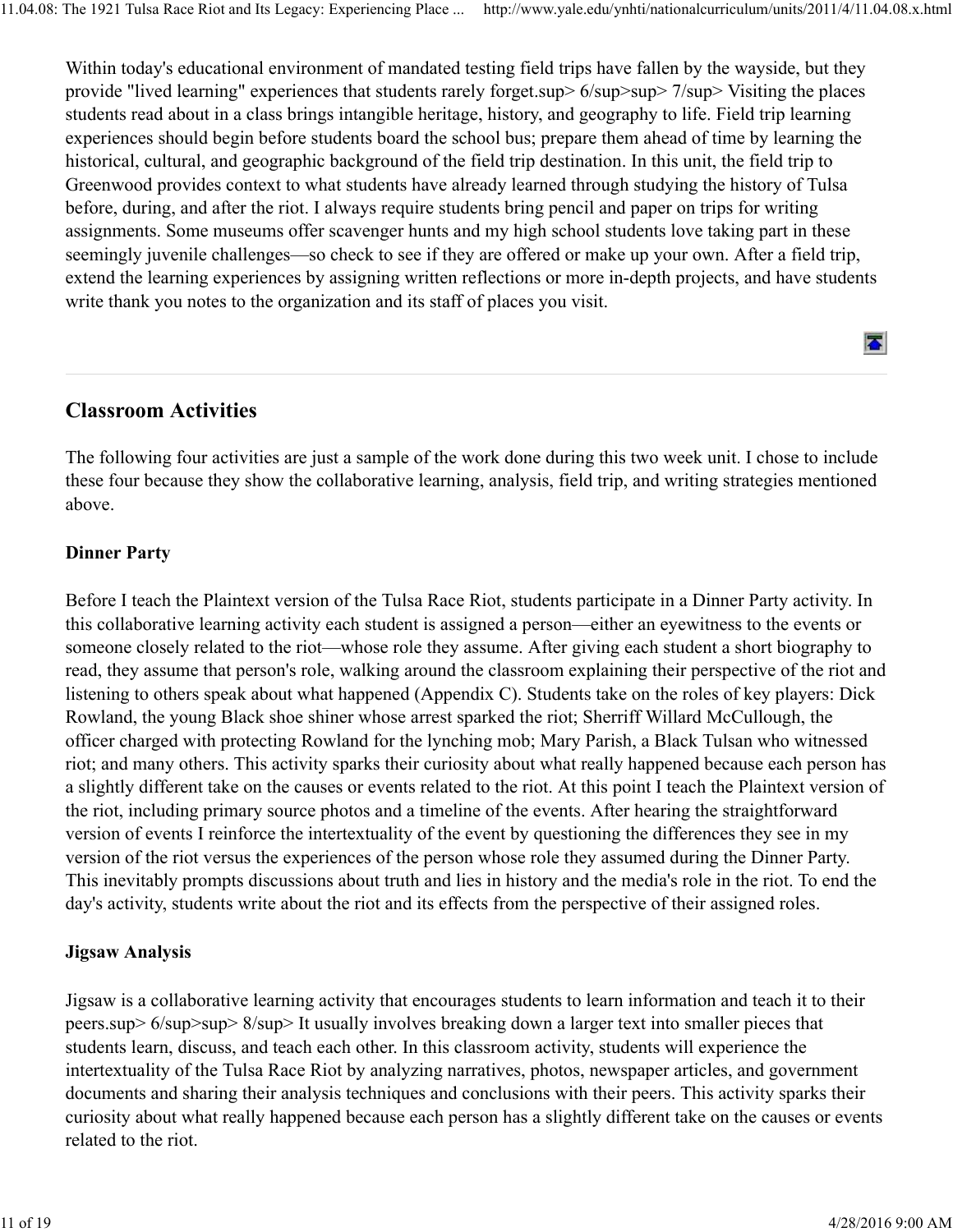Within today's educational environment of mandated testing field trips have fallen by the wayside, but they provide "lived learning" experiences that students rarely forget.[6] [7] Visiting the places students read about in a class brings intangible heritage, history, and geography to life. Field trip learning experiences should begin before students board the school bus; prepare them ahead of time by learning the historical, cultural, and geographic background of the field trip destination. In this unit, the field trip to Greenwood provides context to what students have already learned through studying the history of Tulsa before, during, and after the riot. I always require students bring pencil and paper on trips for writing assignments. Some museums offer scavenger hunts and my high school students love taking part in these seemingly juvenile challenges—so check to see if they are offered or make up your own. After a field trip, extend the learning experiences by assigning written reflections or more in-depth projects, and have students write thank you notes to the organization and its staff of places you visit.

## Classroom Activities

The following four activities are just a sample of the work done during this two week unit. I chose to include these four because they show the collaborative learning, analysis, field trip, and writing strategies mentioned above.

### Dinner Party

Before I teach the Plaintext version of the Tulsa Race Riot, students participate in a Dinner Party activity. In this collaborative learning activity each student is assigned a person—either an eyewitness to the events or someone closely related to the riot—whose role they assume. After giving each student a short biography to read, they assume that person's role, walking around the classroom explaining their perspective of the riot and listening to others speak about what happened (Appendix C). Students take on the roles of key players: Dick Rowland, the young Black shoe shiner whose arrest sparked the riot; Sherriff Willard McCullough, the officer charged with protecting Rowland for the lynching mob; Mary Parish, a Black Tulsan who witnessed riot; and many others. This activity sparks their curiosity about what really happened because each person has a slightly different take on the causes or events related to the riot. At this point I teach the Plaintext version of the riot, including primary source photos and a timeline of the events. After hearing the straightforward version of events I reinforce the intertextuality of the event by questioning the differences they see in my version of the riot versus the experiences of the person whose role they assumed during the Dinner Party. This inevitably prompts discussions about truth and lies in history and the media's role in the riot. To end the day's activity, students write about the riot and its effects from the perspective of their assigned roles.

### Jigsaw Analysis

Jigsaw is a collaborative learning activity that encourages students to learn information and teach it to their peers.[6] [8] It usually involves breaking down a larger text into smaller pieces that students learn, discuss, and teach each other. In this classroom activity, students will experience the intertextuality of the Tulsa Race Riot by analyzing narratives, photos, newspaper articles, and government documents and sharing their analysis techniques and conclusions with their peers. This activity sparks their curiosity about what really happened because each person has a slightly different take on the causes or events related to the riot.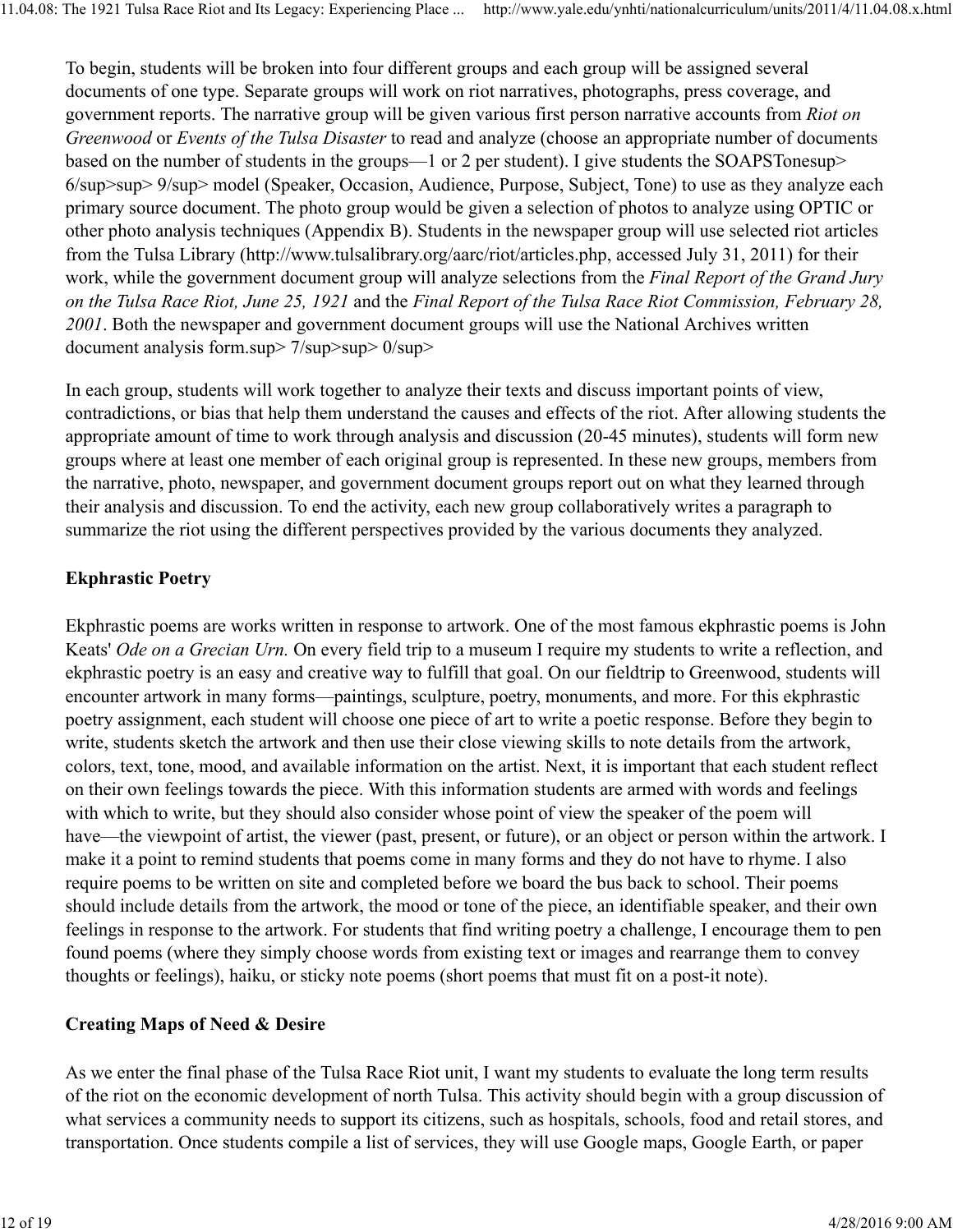To begin, students will be broken into four different groups and each group will be assigned several documents of one type. Separate groups will work on riot narratives, photographs, press coverage, and government reports. The narrative group will be given various first person narrative accounts from *Riot on Greenwood* or *Events of the Tulsa Disaster* to read and analyze (choose an appropriate number of documents based on the number of students in the groups—1 or 2 per student). I give students the SOAPSTonesup> 6/sup>sup> 9/sup> model (Speaker, Occasion, Audience, Purpose, Subject, Tone) to use as they analyze each primary source document. The photo group would be given a selection of photos to analyze using OPTIC or other photo analysis techniques (Appendix B). Students in the newspaper group will use selected riot articles from the Tulsa Library (http://www.tulsalibrary.org/aarc/riot/articles.php, accessed July 31, 2011) for their work, while the government document group will analyze selections from the *Final Report of the Grand Jury on the Tulsa Race Riot, June 25, 1921* and the *Final Report of the Tulsa Race Riot Commission, February 28, 2001*. Both the newspaper and government document groups will use the National Archives written document analysis form.sup> 7/sup>sup> 0/sup>

In each group, students will work together to analyze their texts and discuss important points of view, contradictions, or bias that help them understand the causes and effects of the riot. After allowing students the appropriate amount of time to work through analysis and discussion (20-45 minutes), students will form new groups where at least one member of each original group is represented. In these new groups, members from the narrative, photo, newspaper, and government document groups report out on what they learned through their analysis and discussion. To end the activity, each new group collaboratively writes a paragraph to summarize the riot using the different perspectives provided by the various documents they analyzed.

### Ekphrastic Poetry

Ekphrastic poems are works written in response to artwork. One of the most famous ekphrastic poems is John Keats' *Ode on a Grecian Urn.* On every field trip to a museum I require my students to write a reflection, and ekphrastic poetry is an easy and creative way to fulfill that goal. On our fieldtrip to Greenwood, students will encounter artwork in many forms—paintings, sculpture, poetry, monuments, and more. For this ekphrastic poetry assignment, each student will choose one piece of art to write a poetic response. Before they begin to write, students sketch the artwork and then use their close viewing skills to note details from the artwork, colors, text, tone, mood, and available information on the artist. Next, it is important that each student reflect on their own feelings towards the piece. With this information students are armed with words and feelings with which to write, but they should also consider whose point of view the speaker of the poem will have—the viewpoint of artist, the viewer (past, present, or future), or an object or person within the artwork. I make it a point to remind students that poems come in many forms and they do not have to rhyme. I also require poems to be written on site and completed before we board the bus back to school. Their poems should include details from the artwork, the mood or tone of the piece, an identifiable speaker, and their own feelings in response to the artwork. For students that find writing poetry a challenge, I encourage them to pen found poems (where they simply choose words from existing text or images and rearrange them to convey thoughts or feelings), haiku, or sticky note poems (short poems that must fit on a post-it note).

### Creating Maps of Need & Desire

As we enter the final phase of the Tulsa Race Riot unit, I want my students to evaluate the long term results of the riot on the economic development of north Tulsa. This activity should begin with a group discussion of what services a community needs to support its citizens, such as hospitals, schools, food and retail stores, and transportation. Once students compile a list of services, they will use Google maps, Google Earth, or paper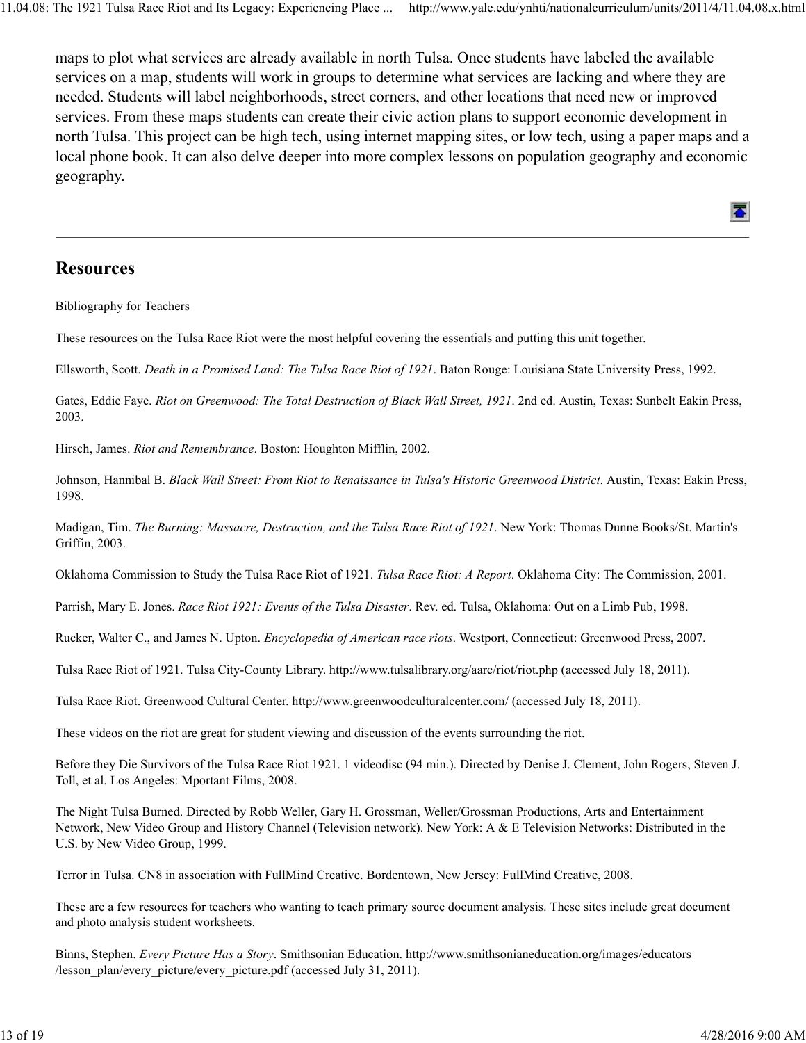maps to plot what services are already available in north Tulsa. Once students have labeled the available services on a map, students will work in groups to determine what services are lacking and where they are needed. Students will label neighborhoods, street corners, and other locations that need new or improved services. From these maps students can create their civic action plans to support economic development in north Tulsa. This project can be high tech, using internet mapping sites, or low tech, using a paper maps and a local phone book. It can also delve deeper into more complex lessons on population geography and economic geography.

## Resources

Bibliography for Teachers

These resources on the Tulsa Race Riot were the most helpful covering the essentials and putting this unit together.

Ellsworth, Scott. *Death in a Promised Land: The Tulsa Race Riot of 1921*. Baton Rouge: Louisiana State University Press, 1992.

Gates, Eddie Faye. *Riot on Greenwood: The Total Destruction of Black Wall Street, 1921*. 2nd ed. Austin, Texas: Sunbelt Eakin Press, 2003.

Hirsch, James. *Riot and Remembrance*. Boston: Houghton Mifflin, 2002.

Johnson, Hannibal B. *Black Wall Street: From Riot to Renaissance in Tulsa's Historic Greenwood District*. Austin, Texas: Eakin Press, 1998.

Madigan, Tim. *The Burning: Massacre, Destruction, and the Tulsa Race Riot of 1921*. New York: Thomas Dunne Books/St. Martin's Griffin, 2003.

Oklahoma Commission to Study the Tulsa Race Riot of 1921. *Tulsa Race Riot: A Report*. Oklahoma City: The Commission, 2001.

Parrish, Mary E. Jones. *Race Riot 1921: Events of the Tulsa Disaster*. Rev. ed. Tulsa, Oklahoma: Out on a Limb Pub, 1998.

Rucker, Walter C., and James N. Upton. *Encyclopedia of American race riots*. Westport, Connecticut: Greenwood Press, 2007.

Tulsa Race Riot of 1921. Tulsa City-County Library. http://www.tulsalibrary.org/aarc/riot/riot.php (accessed July 18, 2011).

Tulsa Race Riot. Greenwood Cultural Center. http://www.greenwoodculturalcenter.com/ (accessed July 18, 2011).

These videos on the riot are great for student viewing and discussion of the events surrounding the riot.

Before they Die Survivors of the Tulsa Race Riot 1921. 1 videodisc (94 min.). Directed by Denise J. Clement, John Rogers, Steven J. Toll, et al. Los Angeles: Mportant Films, 2008.

The Night Tulsa Burned. Directed by Robb Weller, Gary H. Grossman, Weller/Grossman Productions, Arts and Entertainment Network, New Video Group and History Channel (Television network). New York: A & E Television Networks: Distributed in the U.S. by New Video Group, 1999.

Terror in Tulsa. CN8 in association with FullMind Creative. Bordentown, New Jersey: FullMind Creative, 2008.

These are a few resources for teachers who wanting to teach primary source document analysis. These sites include great document and photo analysis student worksheets.

Binns, Stephen. *Every Picture Has a Story*. Smithsonian Education. http://www.smithsonianeducation.org/images/educators/lesson_plan/every_picture/every_picture.pdf (accessed July 31, 2011).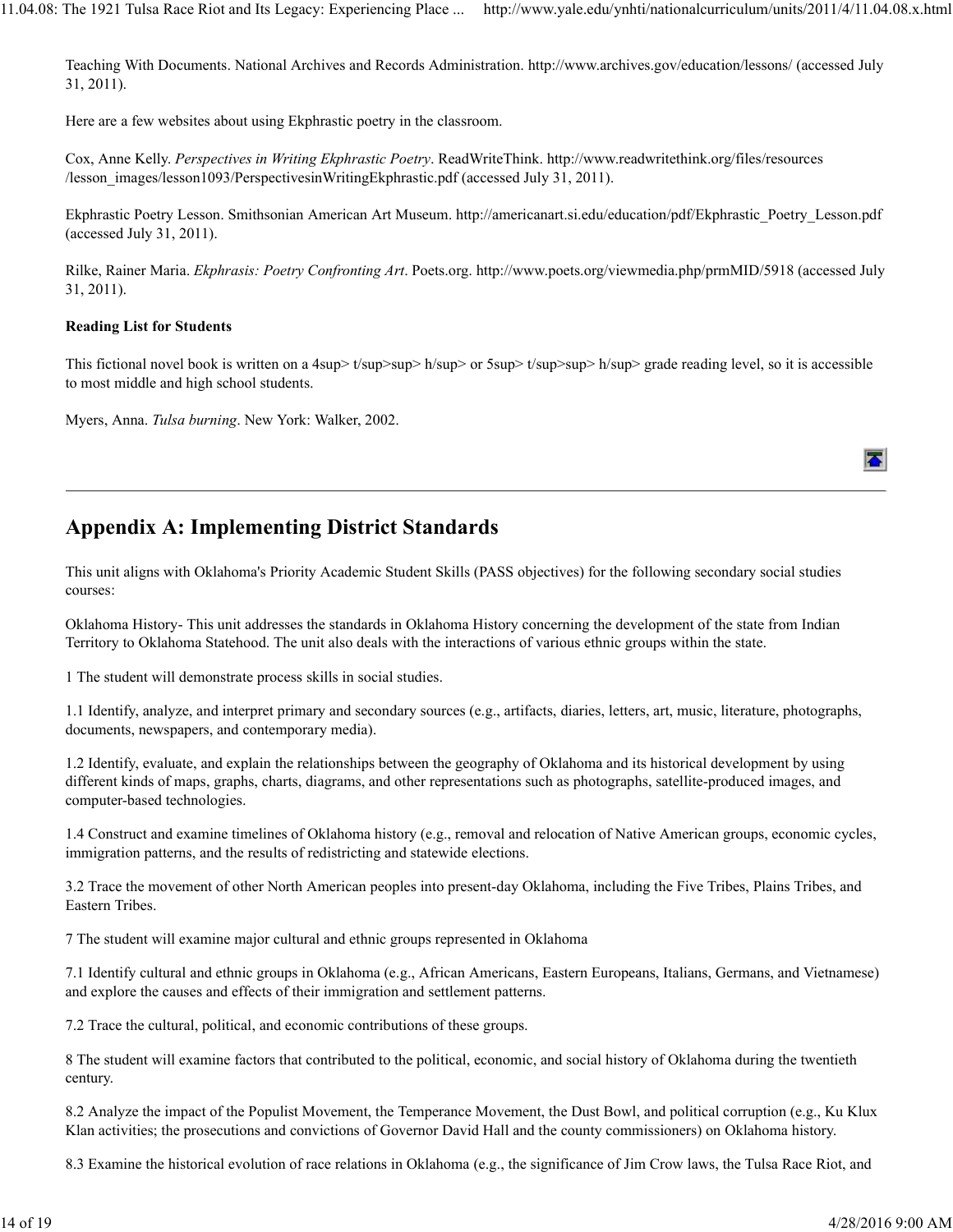Teaching With Documents. National Archives and Records Administration. http://www.archives.gov/education/lessons/ (accessed July 31, 2011).

Here are a few websites about using Ekphrastic poetry in the classroom.

Cox, Anne Kelly. *Perspectives in Writing Ekphrastic Poetry*. ReadWriteThink. http://www.readwritethink.org/files/resources/lesson_images/lesson1093/PerspectivesinWritingEkphrastic.pdf (accessed July 31, 2011).

Ekphrastic Poetry Lesson. Smithsonian American Art Museum. http://americanart.si.edu/education/pdf/Ekphrastic_Poetry_Lesson.pdf (accessed July 31, 2011).

Rilke, Rainer Maria. *Ekphrasis: Poetry Confronting Art*. Poets.org. http://www.poets.org/viewmedia.php/prmMID/5918 (accessed July 31, 2011).

**Reading List for Students**

This fictional novel book is written on a 4sup> t/sup>sup> h/sup> or 5sup> t/sup>sup> h/sup> grade reading level, so it is accessible to most middle and high school students.

Myers, Anna. *Tulsa burning*. New York: Walker, 2002.

## Appendix A: Implementing District Standards

This unit aligns with Oklahoma's Priority Academic Student Skills (PASS objectives) for the following secondary social studies courses:

Oklahoma History- This unit addresses the standards in Oklahoma History concerning the development of the state from Indian Territory to Oklahoma Statehood. The unit also deals with the interactions of various ethnic groups within the state.

1 The student will demonstrate process skills in social studies.

1.1 Identify, analyze, and interpret primary and secondary sources (e.g., artifacts, diaries, letters, art, music, literature, photographs, documents, newspapers, and contemporary media).

1.2 Identify, evaluate, and explain the relationships between the geography of Oklahoma and its historical development by using different kinds of maps, graphs, charts, diagrams, and other representations such as photographs, satellite-produced images, and computer-based technologies.

1.4 Construct and examine timelines of Oklahoma history (e.g., removal and relocation of Native American groups, economic cycles, immigration patterns, and the results of redistricting and statewide elections.

3.2 Trace the movement of other North American peoples into present-day Oklahoma, including the Five Tribes, Plains Tribes, and Eastern Tribes.

7 The student will examine major cultural and ethnic groups represented in Oklahoma

7.1 Identify cultural and ethnic groups in Oklahoma (e.g., African Americans, Eastern Europeans, Italians, Germans, and Vietnamese) and explore the causes and effects of their immigration and settlement patterns.

7.2 Trace the cultural, political, and economic contributions of these groups.

8 The student will examine factors that contributed to the political, economic, and social history of Oklahoma during the twentieth century.

8.2 Analyze the impact of the Populist Movement, the Temperance Movement, the Dust Bowl, and political corruption (e.g., Ku Klux Klan activities; the prosecutions and convictions of Governor David Hall and the county commissioners) on Oklahoma history.

8.3 Examine the historical evolution of race relations in Oklahoma (e.g., the significance of Jim Crow laws, the Tulsa Race Riot, and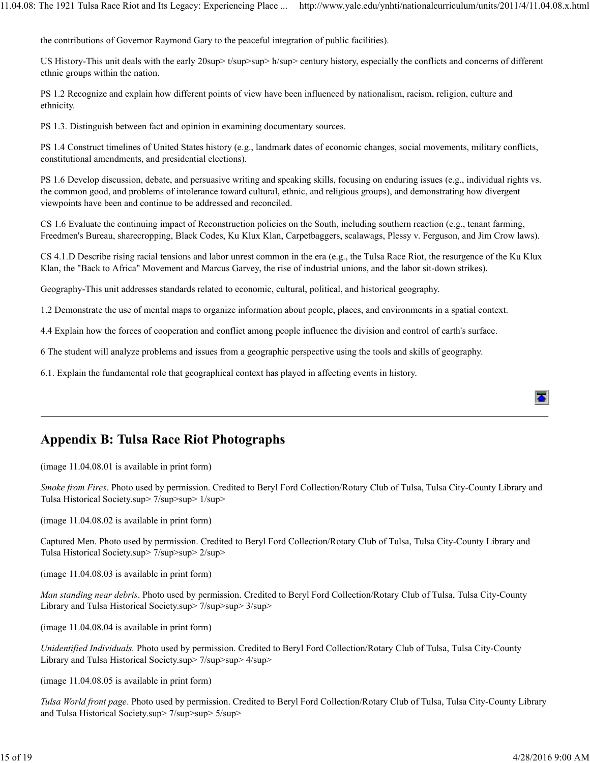the contributions of Governor Raymond Gary to the peaceful integration of public facilities).

US History-This unit deals with the early 20sup> t/sup>sup> h/sup> century history, especially the conflicts and concerns of different ethnic groups within the nation.

PS 1.2 Recognize and explain how different points of view have been influenced by nationalism, racism, religion, culture and ethnicity.

PS 1.3. Distinguish between fact and opinion in examining documentary sources.

PS 1.4 Construct timelines of United States history (e.g., landmark dates of economic changes, social movements, military conflicts, constitutional amendments, and presidential elections).

PS 1.6 Develop discussion, debate, and persuasive writing and speaking skills, focusing on enduring issues (e.g., individual rights vs. the common good, and problems of intolerance toward cultural, ethnic, and religious groups), and demonstrating how divergent viewpoints have been and continue to be addressed and reconciled.

CS 1.6 Evaluate the continuing impact of Reconstruction policies on the South, including southern reaction (e.g., tenant farming, Freedmen's Bureau, sharecropping, Black Codes, Ku Klux Klan, Carpetbaggers, scalawags, Plessy v. Ferguson, and Jim Crow laws).

CS 4.1.D Describe rising racial tensions and labor unrest common in the era (e.g., the Tulsa Race Riot, the resurgence of the Ku Klux Klan, the "Back to Africa" Movement and Marcus Garvey, the rise of industrial unions, and the labor sit-down strikes).

Geography-This unit addresses standards related to economic, cultural, political, and historical geography.

1.2 Demonstrate the use of mental maps to organize information about people, places, and environments in a spatial context.

4.4 Explain how the forces of cooperation and conflict among people influence the division and control of earth's surface.

6 The student will analyze problems and issues from a geographic perspective using the tools and skills of geography.

6.1. Explain the fundamental role that geographical context has played in affecting events in history.

---

## Appendix B: Tulsa Race Riot Photographs

(image 11.04.08.01 is available in print form)

*Smoke from Fires*. Photo used by permission. Credited to Beryl Ford Collection/Rotary Club of Tulsa, Tulsa City-County Library and Tulsa Historical Society.sup> 7/sup>sup> 1/sup>

(image 11.04.08.02 is available in print form)

Captured Men. Photo used by permission. Credited to Beryl Ford Collection/Rotary Club of Tulsa, Tulsa City-County Library and Tulsa Historical Society.sup> 7/sup>sup> 2/sup>

(image 11.04.08.03 is available in print form)

*Man standing near debris*. Photo used by permission. Credited to Beryl Ford Collection/Rotary Club of Tulsa, Tulsa City-County Library and Tulsa Historical Society.sup> 7/sup>sup> 3/sup>

(image 11.04.08.04 is available in print form)

*Unidentified Individuals.* Photo used by permission. Credited to Beryl Ford Collection/Rotary Club of Tulsa, Tulsa City-County Library and Tulsa Historical Society.sup> 7/sup>sup> 4/sup>

(image 11.04.08.05 is available in print form)

*Tulsa World front page*. Photo used by permission. Credited to Beryl Ford Collection/Rotary Club of Tulsa, Tulsa City-County Library and Tulsa Historical Society.sup> 7/sup>sup> 5/sup>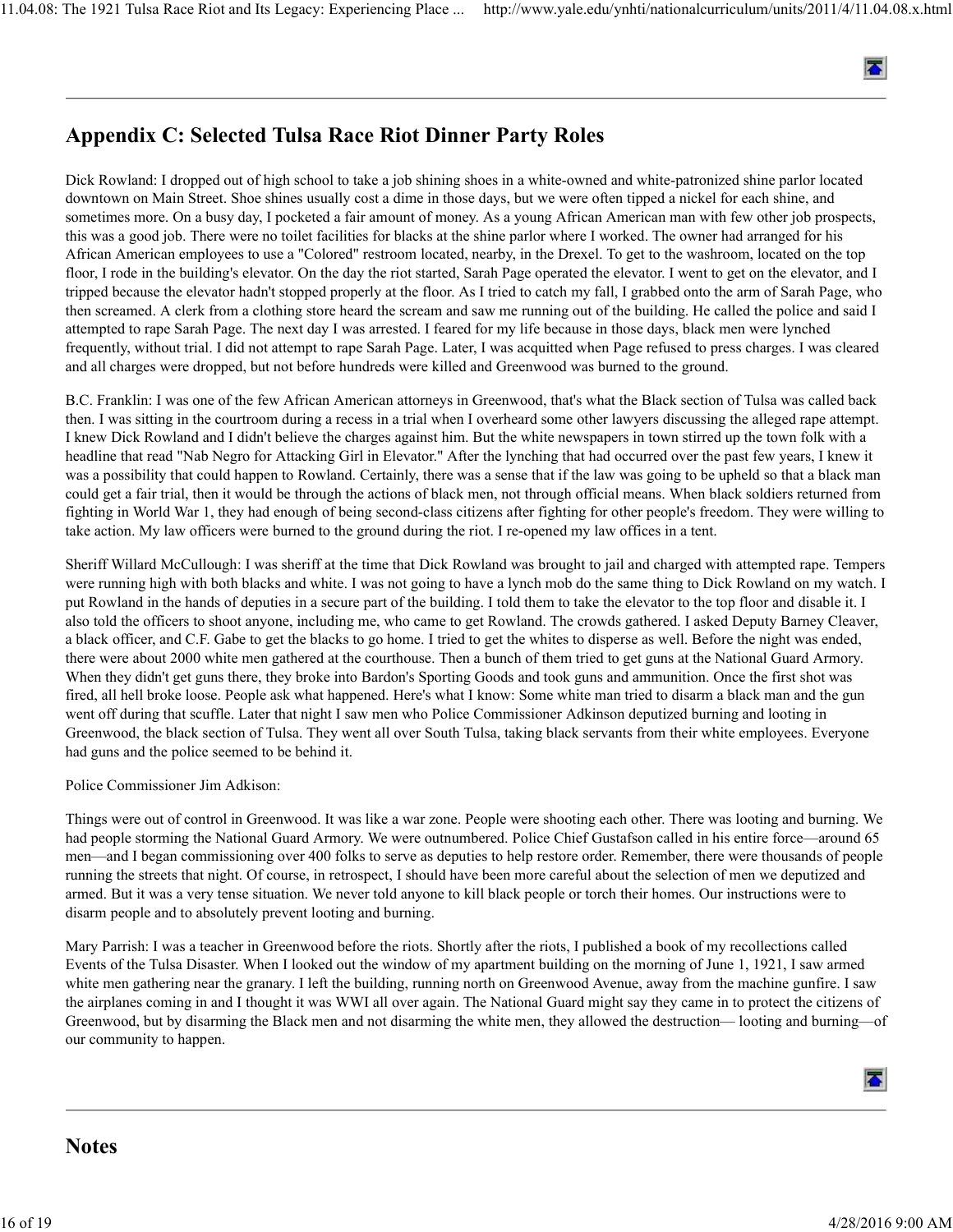## Appendix C: Selected Tulsa Race Riot Dinner Party Roles

Dick Rowland: I dropped out of high school to take a job shining shoes in a white-owned and white-patronized shine parlor located downtown on Main Street. Shoe shines usually cost a dime in those days, but we were often tipped a nickel for each shine, and sometimes more. On a busy day, I pocketed a fair amount of money. As a young African American man with few other job prospects, this was a good job. There were no toilet facilities for blacks at the shine parlor where I worked. The owner had arranged for his African American employees to use a "Colored" restroom located, nearby, in the Drexel. To get to the washroom, located on the top floor, I rode in the building's elevator. On the day the riot started, Sarah Page operated the elevator. I went to get on the elevator, and I tripped because the elevator hadn't stopped properly at the floor. As I tried to catch my fall, I grabbed onto the arm of Sarah Page, who then screamed. A clerk from a clothing store heard the scream and saw me running out of the building. He called the police and said I attempted to rape Sarah Page. The next day I was arrested. I feared for my life because in those days, black men were lynched frequently, without trial. I did not attempt to rape Sarah Page. Later, I was acquitted when Page refused to press charges. I was cleared and all charges were dropped, but not before hundreds were killed and Greenwood was burned to the ground.

B.C. Franklin: I was one of the few African American attorneys in Greenwood, that's what the Black section of Tulsa was called back then. I was sitting in the courtroom during a recess in a trial when I overheard some other lawyers discussing the alleged rape attempt. I knew Dick Rowland and I didn't believe the charges against him. But the white newspapers in town stirred up the town folk with a headline that read "Nab Negro for Attacking Girl in Elevator." After the lynching that had occurred over the past few years, I knew it was a possibility that could happen to Rowland. Certainly, there was a sense that if the law was going to be upheld so that a black man could get a fair trial, then it would be through the actions of black men, not through official means. When black soldiers returned from fighting in World War 1, they had enough of being second-class citizens after fighting for other people's freedom. They were willing to take action. My law officers were burned to the ground during the riot. I re-opened my law offices in a tent.

Sheriff Willard McCullough: I was sheriff at the time that Dick Rowland was brought to jail and charged with attempted rape. Tempers were running high with both blacks and white. I was not going to have a lynch mob do the same thing to Dick Rowland on my watch. I put Rowland in the hands of deputies in a secure part of the building. I told them to take the elevator to the top floor and disable it. I also told the officers to shoot anyone, including me, who came to get Rowland. The crowds gathered. I asked Deputy Barney Cleaver, a black officer, and C.F. Gabe to get the blacks to go home. I tried to get the whites to disperse as well. Before the night was ended, there were about 2000 white men gathered at the courthouse. Then a bunch of them tried to get guns at the National Guard Armory. When they didn't get guns there, they broke into Bardon's Sporting Goods and took guns and ammunition. Once the first shot was fired, all hell broke loose. People ask what happened. Here's what I know: Some white man tried to disarm a black man and the gun went off during that scuffle. Later that night I saw men who Police Commissioner Adkinson deputized burning and looting in Greenwood, the black section of Tulsa. They went all over South Tulsa, taking black servants from their white employees. Everyone had guns and the police seemed to be behind it.

Police Commissioner Jim Adkison:

Things were out of control in Greenwood. It was like a war zone. People were shooting each other. There was looting and burning. We had people storming the National Guard Armory. We were outnumbered. Police Chief Gustafson called in his entire force—around 65 men—and I began commissioning over 400 folks to serve as deputies to help restore order. Remember, there were thousands of people running the streets that night. Of course, in retrospect, I should have been more careful about the selection of men we deputized and armed. But it was a very tense situation. We never told anyone to kill black people or torch their homes. Our instructions were to disarm people and to absolutely prevent looting and burning.

Mary Parrish: I was a teacher in Greenwood before the riots. Shortly after the riots, I published a book of my recollections called Events of the Tulsa Disaster. When I looked out the window of my apartment building on the morning of June 1, 1921, I saw armed white men gathering near the granary. I left the building, running north on Greenwood Avenue, away from the machine gunfire. I saw the airplanes coming in and I thought it was WWI all over again. The National Guard might say they came in to protect the citizens of Greenwood, but by disarming the Black men and not disarming the white men, they allowed the destruction— looting and burning—of our community to happen.

## Notes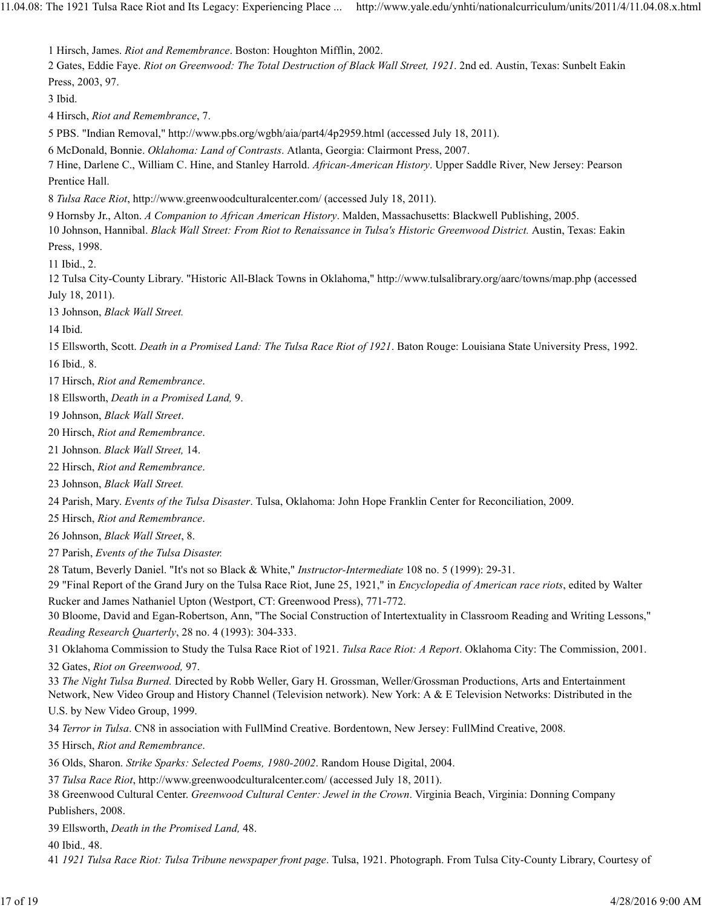1 Hirsch, James. *Riot and Remembrance*. Boston: Houghton Mifflin, 2002.

2 Gates, Eddie Faye. *Riot on Greenwood: The Total Destruction of Black Wall Street, 1921*. 2nd ed. Austin, Texas: Sunbelt Eakin Press, 2003, 97.

3 Ibid.

4 Hirsch, *Riot and Remembrance*, 7.

5 PBS. "Indian Removal," http://www.pbs.org/wgbh/aia/part4/4p2959.html (accessed July 18, 2011).

6 McDonald, Bonnie. *Oklahoma: Land of Contrasts*. Atlanta, Georgia: Clairmont Press, 2007.

7 Hine, Darlene C., William C. Hine, and Stanley Harrold. *African-American History*. Upper Saddle River, New Jersey: Pearson Prentice Hall.

8 *Tulsa Race Riot*, http://www.greenwoodculturalcenter.com/ (accessed July 18, 2011).

9 Hornsby Jr., Alton. *A Companion to African American History*. Malden, Massachusetts: Blackwell Publishing, 2005.

10 Johnson, Hannibal. *Black Wall Street: From Riot to Renaissance in Tulsa's Historic Greenwood District.* Austin, Texas: Eakin Press, 1998.

11 Ibid., 2.

12 Tulsa City-County Library. "Historic All-Black Towns in Oklahoma," http://www.tulsalibrary.org/aarc/towns/map.php (accessed July 18, 2011).

13 Johnson, *Black Wall Street.*

14 Ibid.

15 Ellsworth, Scott. *Death in a Promised Land: The Tulsa Race Riot of 1921*. Baton Rouge: Louisiana State University Press, 1992.

16 Ibid.*,* 8.

17 Hirsch, *Riot and Remembrance*.

18 Ellsworth, *Death in a Promised Land,* 9.

19 Johnson, *Black Wall Street*.

20 Hirsch, *Riot and Remembrance*.

21 Johnson. *Black Wall Street,* 14.

22 Hirsch, *Riot and Remembrance*.

23 Johnson, *Black Wall Street.*

24 Parish, Mary. *Events of the Tulsa Disaster*. Tulsa, Oklahoma: John Hope Franklin Center for Reconciliation, 2009.

25 Hirsch, *Riot and Remembrance*.

26 Johnson, *Black Wall Street*, 8.

27 Parish, *Events of the Tulsa Disaster.*

28 Tatum, Beverly Daniel. "It's not so Black & White," *Instructor-Intermediate* 108 no. 5 (1999): 29-31.

29 "Final Report of the Grand Jury on the Tulsa Race Riot, June 25, 1921," in *Encyclopedia of American race riots*, edited by Walter Rucker and James Nathaniel Upton (Westport, CT: Greenwood Press), 771-772.

30 Bloome, David and Egan-Robertson, Ann, "The Social Construction of Intertextuality in Classroom Reading and Writing Lessons," *Reading Research Quarterly*, 28 no. 4 (1993): 304-333.

31 Oklahoma Commission to Study the Tulsa Race Riot of 1921. *Tulsa Race Riot: A Report*. Oklahoma City: The Commission, 2001.

32 Gates, *Riot on Greenwood,* 97.

33 *The Night Tulsa Burned.* Directed by Robb Weller, Gary H. Grossman, Weller/Grossman Productions, Arts and Entertainment Network, New Video Group and History Channel (Television network). New York: A & E Television Networks: Distributed in the U.S. by New Video Group, 1999.

34 *Terror in Tulsa*. CN8 in association with FullMind Creative. Bordentown, New Jersey: FullMind Creative, 2008.

35 Hirsch, *Riot and Remembrance*.

36 Olds, Sharon. *Strike Sparks: Selected Poems, 1980-2002*. Random House Digital, 2004.

37 *Tulsa Race Riot*, http://www.greenwoodculturalcenter.com/ (accessed July 18, 2011).

38 Greenwood Cultural Center. *Greenwood Cultural Center: Jewel in the Crown*. Virginia Beach, Virginia: Donning Company Publishers, 2008.

39 Ellsworth, *Death in the Promised Land,* 48.

40 Ibid.*,* 48.

41 *1921 Tulsa Race Riot: Tulsa Tribune newspaper front page*. Tulsa, 1921. Photograph. From Tulsa City-County Library, Courtesy of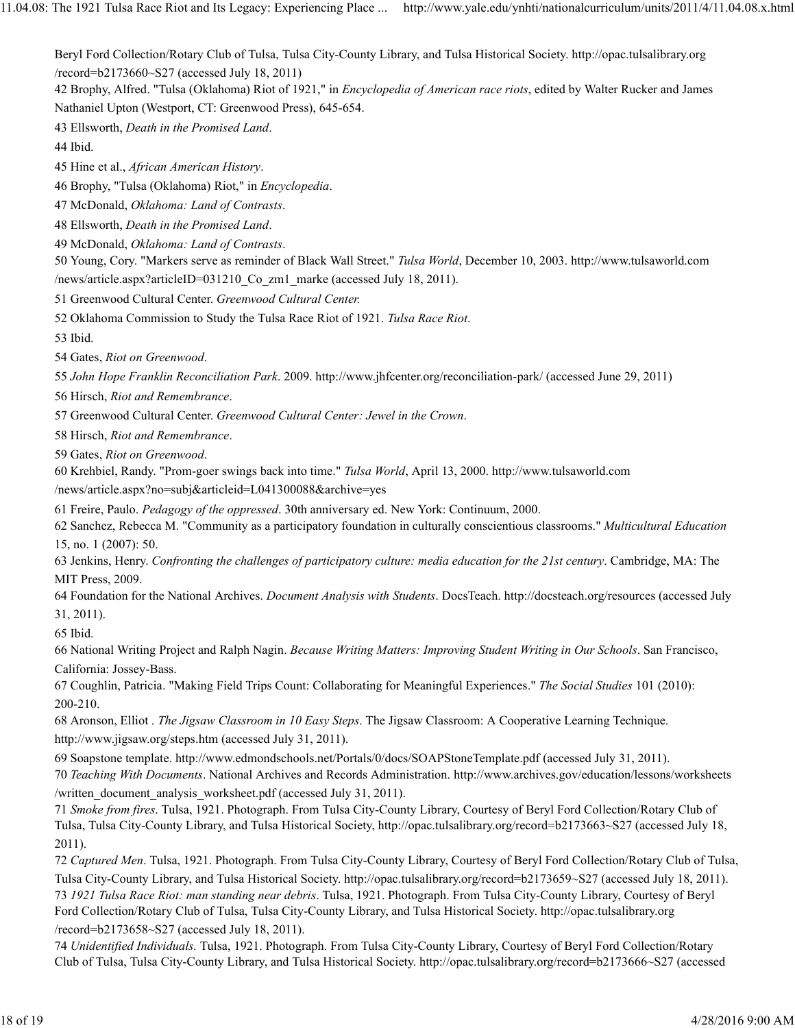Beryl Ford Collection/Rotary Club of Tulsa, Tulsa City-County Library, and Tulsa Historical Society. http://opac.tulsalibrary.org/record=b2173660~S27 (accessed July 18, 2011)

42 Brophy, Alfred. "Tulsa (Oklahoma) Riot of 1921," in *Encyclopedia of American race riots*, edited by Walter Rucker and James Nathaniel Upton (Westport, CT: Greenwood Press), 645-654.

43 Ellsworth, *Death in the Promised Land*.

44 Ibid.

45 Hine et al., *African American History*.

46 Brophy, "Tulsa (Oklahoma) Riot," in *Encyclopedia*.

47 McDonald, *Oklahoma: Land of Contrasts*.

48 Ellsworth, *Death in the Promised Land*.

49 McDonald, *Oklahoma: Land of Contrasts*.

50 Young, Cory. "Markers serve as reminder of Black Wall Street." *Tulsa World*, December 10, 2003. http://www.tulsaworld.com/news/article.aspx?articleID=031210_Co_zm1_marke (accessed July 18, 2011).

51 Greenwood Cultural Center. *Greenwood Cultural Center.*

52 Oklahoma Commission to Study the Tulsa Race Riot of 1921. *Tulsa Race Riot*.

53 Ibid.

54 Gates, *Riot on Greenwood*.

55 *John Hope Franklin Reconciliation Park*. 2009. http://www.jhfcenter.org/reconciliation-park/ (accessed June 29, 2011)

56 Hirsch, *Riot and Remembrance*.

57 Greenwood Cultural Center. *Greenwood Cultural Center: Jewel in the Crown*.

58 Hirsch, *Riot and Remembrance*.

59 Gates, *Riot on Greenwood*.

60 Krehbiel, Randy. "Prom-goer swings back into time." *Tulsa World*, April 13, 2000. http://www.tulsaworld.com/news/article.aspx?no=subj&articleid=L041300088&archive=yes

61 Freire, Paulo. *Pedagogy of the oppressed*. 30th anniversary ed. New York: Continuum, 2000.

62 Sanchez, Rebecca M. "Community as a participatory foundation in culturally conscientious classrooms." *Multicultural Education* 15, no. 1 (2007): 50.

63 Jenkins, Henry. *Confronting the challenges of participatory culture: media education for the 21st century*. Cambridge, MA: The MIT Press, 2009.

64 Foundation for the National Archives. *Document Analysis with Students*. DocsTeach. http://docsteach.org/resources (accessed July 31, 2011).

65 Ibid.

66 National Writing Project and Ralph Nagin. *Because Writing Matters: Improving Student Writing in Our Schools*. San Francisco, California: Jossey-Bass.

67 Coughlin, Patricia. "Making Field Trips Count: Collaborating for Meaningful Experiences." *The Social Studies* 101 (2010): 200-210.

68 Aronson, Elliot . *The Jigsaw Classroom in 10 Easy Steps*. The Jigsaw Classroom: A Cooperative Learning Technique. http://www.jigsaw.org/steps.htm (accessed July 31, 2011).

69 Soapstone template. http://www.edmondschools.net/Portals/0/docs/SOAPStoneTemplate.pdf (accessed July 31, 2011).

70 *Teaching With Documents*. National Archives and Records Administration. http://www.archives.gov/education/lessons/worksheets/written_document_analysis_worksheet.pdf (accessed July 31, 2011).

71 *Smoke from fires*. Tulsa, 1921. Photograph. From Tulsa City-County Library, Courtesy of Beryl Ford Collection/Rotary Club of Tulsa, Tulsa City-County Library, and Tulsa Historical Society, http://opac.tulsalibrary.org/record=b2173663~S27 (accessed July 18, 2011).

72 *Captured Men*. Tulsa, 1921. Photograph. From Tulsa City-County Library, Courtesy of Beryl Ford Collection/Rotary Club of Tulsa, Tulsa City-County Library, and Tulsa Historical Society. http://opac.tulsalibrary.org/record=b2173659~S27 (accessed July 18, 2011).

73 *1921 Tulsa Race Riot: man standing near debris*. Tulsa, 1921. Photograph. From Tulsa City-County Library, Courtesy of Beryl Ford Collection/Rotary Club of Tulsa, Tulsa City-County Library, and Tulsa Historical Society. http://opac.tulsalibrary.org/record=b2173658~S27 (accessed July 18, 2011).

74 *Unidentified Individuals.* Tulsa, 1921. Photograph. From Tulsa City-County Library, Courtesy of Beryl Ford Collection/Rotary Club of Tulsa, Tulsa City-County Library, and Tulsa Historical Society. http://opac.tulsalibrary.org/record=b2173666~S27 (accessed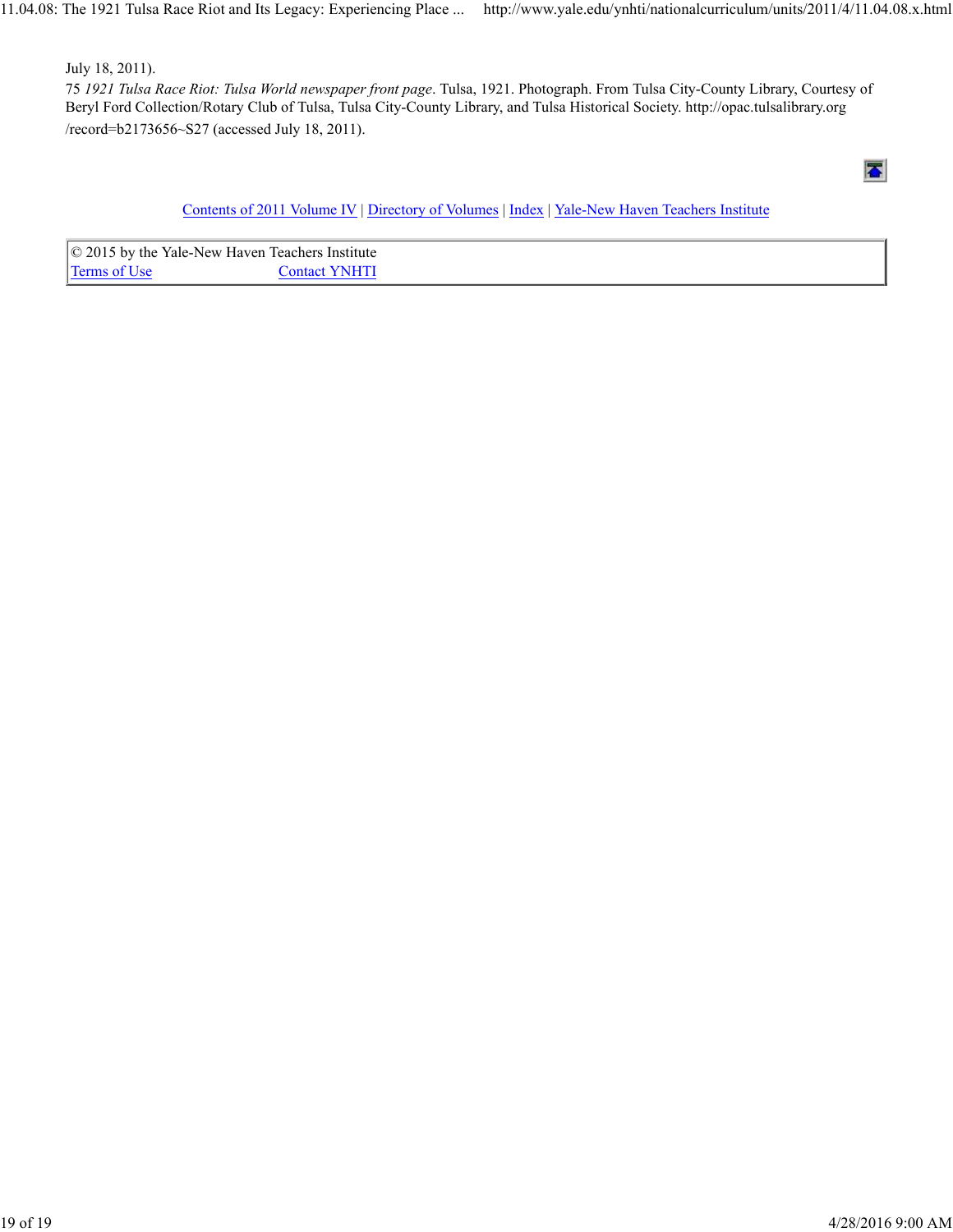July 18, 2011).

75 *1921 Tulsa Race Riot: Tulsa World newspaper front page*. Tulsa, 1921. Photograph. From Tulsa City-County Library, Courtesy of Beryl Ford Collection/Rotary Club of Tulsa, Tulsa City-County Library, and Tulsa Historical Society. http://opac.tulsalibrary.org/record=b2173656~S27 (accessed July 18, 2011).

Contents of 2011 Volume IV | Directory of Volumes | Index | Yale-New Haven Teachers Institute

© 2015 by the Yale-New Haven Teachers Institute
Terms of Use Contact YNHTI